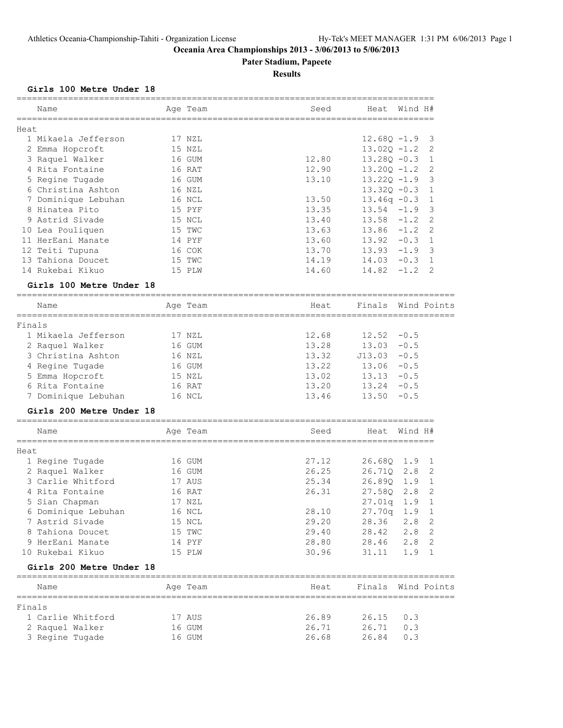# Oceania Area Championships 2013 - 3/06/2013 to 5/06/2013

**Pater Stadium, Papeete**

**Results**

## Girls 100 Metre Under 18

Heat

| | Name | Age | Team | Seed | Heat | Wind | H# |
|---|---|---|---|---|---|---|---|
| 1 | Mikaela Jefferson | 17 | NZL | | 12.68Q | -1.9 | 3 |
| 2 | Emma Hopcroft | 15 | NZL | | 13.02Q | -1.2 | 2 |
| 3 | Raquel Walker | 16 | GUM | 12.80 | 13.28Q | -0.3 | 1 |
| 4 | Rita Fontaine | 16 | RAT | 12.90 | 13.20Q | -1.2 | 2 |
| 5 | Regine Tugade | 16 | GUM | 13.10 | 13.22Q | -1.9 | 3 |
| 6 | Christina Ashton | 16 | NZL | | 13.32Q | -0.3 | 1 |
| 7 | Dominique Lebuhan | 16 | NCL | 13.50 | 13.46q | -0.3 | 1 |
| 8 | Hinatea Pito | 15 | PYF | 13.35 | 13.54 | -1.9 | 3 |
| 9 | Astrid Sivade | 15 | NCL | 13.40 | 13.58 | -1.2 | 2 |
| 10 | Lea Pouliquen | 15 | TWC | 13.63 | 13.86 | -1.2 | 2 |
| 11 | HerEani Manate | 14 | PYF | 13.60 | 13.92 | -0.3 | 1 |
| 12 | Teiti Tupuna | 16 | COK | 13.70 | 13.93 | -1.9 | 3 |
| 13 | Tahiona Doucet | 15 | TWC | 14.19 | 14.03 | -0.3 | 1 |
| 14 | Rukebai Kikuo | 15 | PLW | 14.60 | 14.82 | -1.2 | 2 |

## Girls 100 Metre Under 18

Finals

| | Name | Age | Team | Heat | Finals | Wind | Points |
|---|---|---|---|---|---|---|---|
| 1 | Mikaela Jefferson | 17 | NZL | 12.68 | 12.52 | -0.5 | |
| 2 | Raquel Walker | 16 | GUM | 13.28 | 13.03 | -0.5 | |
| 3 | Christina Ashton | 16 | NZL | 13.32 | J13.03 | -0.5 | |
| 4 | Regine Tugade | 16 | GUM | 13.22 | 13.06 | -0.5 | |
| 5 | Emma Hopcroft | 15 | NZL | 13.02 | 13.13 | -0.5 | |
| 6 | Rita Fontaine | 16 | RAT | 13.20 | 13.24 | -0.5 | |
| 7 | Dominique Lebuhan | 16 | NCL | 13.46 | 13.50 | -0.5 | |

## Girls 200 Metre Under 18

Heat

| | Name | Age | Team | Seed | Heat | Wind | H# |
|---|---|---|---|---|---|---|---|
| 1 | Regine Tugade | 16 | GUM | 27.12 | 26.68Q | 1.9 | 1 |
| 2 | Raquel Walker | 16 | GUM | 26.25 | 26.71Q | 2.8 | 2 |
| 3 | Carlie Whitford | 17 | AUS | 25.34 | 26.89Q | 1.9 | 1 |
| 4 | Rita Fontaine | 16 | RAT | 26.31 | 27.58Q | 2.8 | 2 |
| 5 | Sian Chapman | 17 | NZL | | 27.01q | 1.9 | 1 |
| 6 | Dominique Lebuhan | 16 | NCL | 28.10 | 27.70q | 1.9 | 1 |
| 7 | Astrid Sivade | 15 | NCL | 29.20 | 28.36 | 2.8 | 2 |
| 8 | Tahiona Doucet | 15 | TWC | 29.40 | 28.42 | 2.8 | 2 |
| 9 | HerEani Manate | 14 | PYF | 28.80 | 28.46 | 2.8 | 2 |
| 10 | Rukebai Kikuo | 15 | PLW | 30.96 | 31.11 | 1.9 | 1 |

## Girls 200 Metre Under 18

Finals

| | Name | Age | Team | Heat | Finals | Wind | Points |
|---|---|---|---|---|---|---|---|
| 1 | Carlie Whitford | 17 | AUS | 26.89 | 26.15 | 0.3 | |
| 2 | Raquel Walker | 16 | GUM | 26.71 | 26.71 | 0.3 | |
| 3 | Regine Tugade | 16 | GUM | 26.68 | 26.84 | 0.3 | |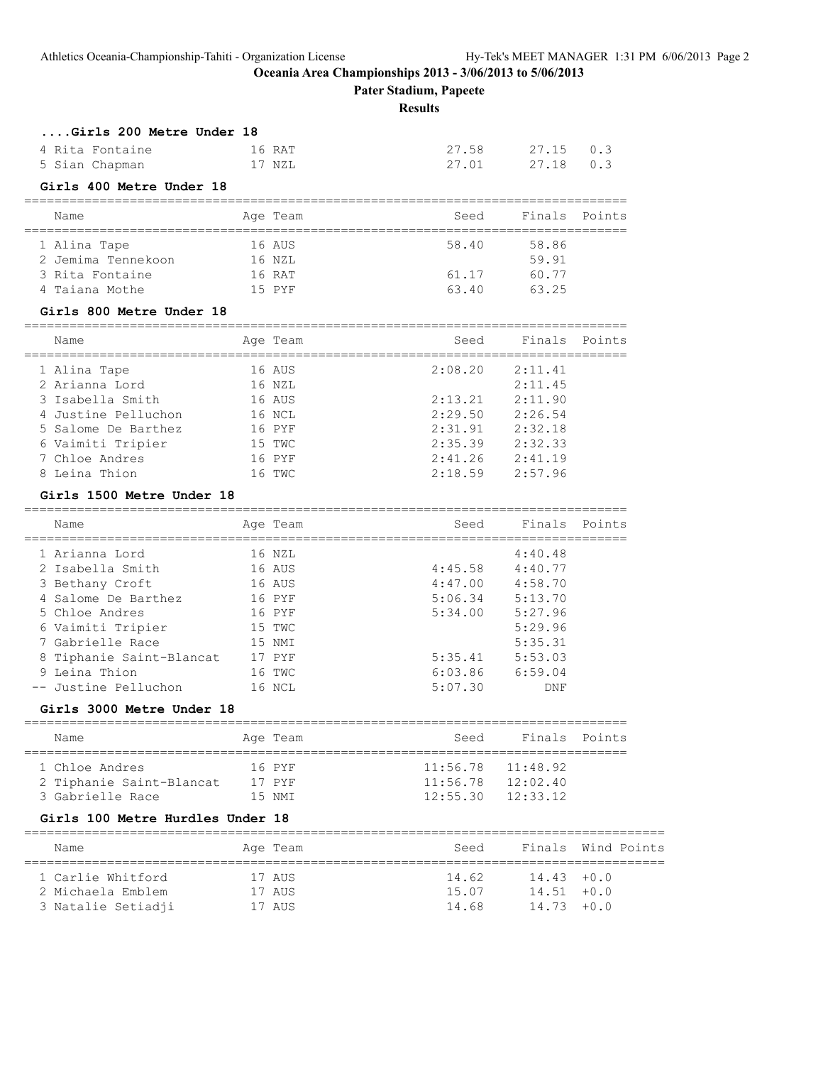## ....Girls 200 Metre Under 18

| Name | Age | Team | Seed | Finals | Wind |
|---|---|---|---|---|---|
| 4 Rita Fontaine | 16 | RAT | 27.58 | 27.15 | 0.3 |
| 5 Sian Chapman | 17 | NZL | 27.01 | 27.18 | 0.3 |

## Girls 400 Metre Under 18

| Name | Age | Team | Seed | Finals | Points |
|---|---|---|---|---|---|
| 1 Alina Tape | 16 | AUS | 58.40 | 58.86 | |
| 2 Jemima Tennekoon | 16 | NZL | | 59.91 | |
| 3 Rita Fontaine | 16 | RAT | 61.17 | 60.77 | |
| 4 Taiana Mothe | 15 | PYF | 63.40 | 63.25 | |

## Girls 800 Metre Under 18

| Name | Age | Team | Seed | Finals | Points |
|---|---|---|---|---|---|
| 1 Alina Tape | 16 | AUS | 2:08.20 | 2:11.41 | |
| 2 Arianna Lord | 16 | NZL | | 2:11.45 | |
| 3 Isabella Smith | 16 | AUS | 2:13.21 | 2:11.90 | |
| 4 Justine Pelluchon | 16 | NCL | 2:29.50 | 2:26.54 | |
| 5 Salome De Barthez | 16 | PYF | 2:31.91 | 2:32.18 | |
| 6 Vaimiti Tripier | 15 | TWC | 2:35.39 | 2:32.33 | |
| 7 Chloe Andres | 16 | PYF | 2:41.26 | 2:41.19 | |
| 8 Leina Thion | 16 | TWC | 2:18.59 | 2:57.96 | |

## Girls 1500 Metre Under 18

| Name | Age | Team | Seed | Finals | Points |
|---|---|---|---|---|---|
| 1 Arianna Lord | 16 | NZL | | 4:40.48 | |
| 2 Isabella Smith | 16 | AUS | 4:45.58 | 4:40.77 | |
| 3 Bethany Croft | 16 | AUS | 4:47.00 | 4:58.70 | |
| 4 Salome De Barthez | 16 | PYF | 5:06.34 | 5:13.70 | |
| 5 Chloe Andres | 16 | PYF | 5:34.00 | 5:27.96 | |
| 6 Vaimiti Tripier | 15 | TWC | | 5:29.96 | |
| 7 Gabrielle Race | 15 | NMI | | 5:35.31 | |
| 8 Tiphanie Saint-Blancat | 17 | PYF | 5:35.41 | 5:53.03 | |
| 9 Leina Thion | 16 | TWC | 6:03.86 | 6:59.04 | |
| -- Justine Pelluchon | 16 | NCL | 5:07.30 | DNF | |

## Girls 3000 Metre Under 18

| Name | Age | Team | Seed | Finals | Points |
|---|---|---|---|---|---|
| 1 Chloe Andres | 16 | PYF | 11:56.78 | 11:48.92 | |
| 2 Tiphanie Saint-Blancat | 17 | PYF | 11:56.78 | 12:02.40 | |
| 3 Gabrielle Race | 15 | NMI | 12:55.30 | 12:33.12 | |

## Girls 100 Metre Hurdles Under 18

| Name | Age | Team | Seed | Finals | Wind | Points |
|---|---|---|---|---|---|---|
| 1 Carlie Whitford | 17 | AUS | 14.62 | 14.43 | +0.0 | |
| 2 Michaela Emblem | 17 | AUS | 15.07 | 14.51 | +0.0 | |
| 3 Natalie Setiadji | 17 | AUS | 14.68 | 14.73 | +0.0 | |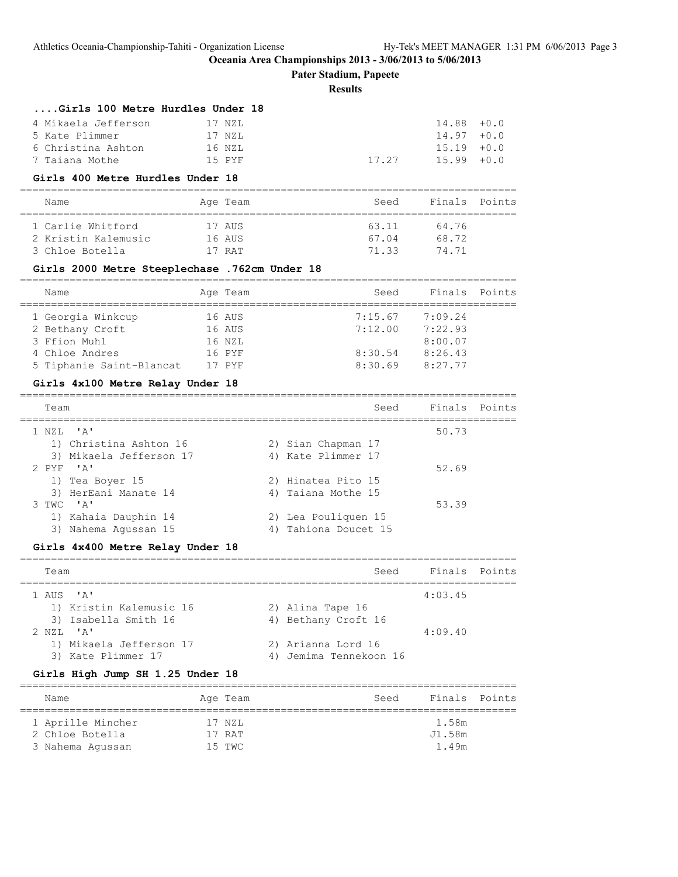## ....Girls 100 Metre Hurdles Under 18

| Name | Age | Team | Seed | Finals | Wind |
|---|---|---|---|---|---|
| 4 Mikaela Jefferson | 17 | NZL | | 14.88 | +0.0 |
| 5 Kate Plimmer | 17 | NZL | | 14.97 | +0.0 |
| 6 Christina Ashton | 16 | NZL | | 15.19 | +0.0 |
| 7 Taiana Mothe | 15 | PYF | 17.27 | 15.99 | +0.0 |

## Girls 400 Metre Hurdles Under 18

| Name | Age | Team | Seed | Finals | Points |
|---|---|---|---|---|---|
| 1 Carlie Whitford | 17 | AUS | 63.11 | 64.76 | |
| 2 Kristin Kalemusic | 16 | AUS | 67.04 | 68.72 | |
| 3 Chloe Botella | 17 | RAT | 71.33 | 74.71 | |

## Girls 2000 Metre Steeplechase .762cm Under 18

| Name | Age | Team | Seed | Finals | Points |
|---|---|---|---|---|---|
| 1 Georgia Winkcup | 16 | AUS | 7:15.67 | 7:09.24 | |
| 2 Bethany Croft | 16 | AUS | 7:12.00 | 7:22.93 | |
| 3 Ffion Muhl | 16 | NZL | | 8:00.07 | |
| 4 Chloe Andres | 16 | PYF | 8:30.54 | 8:26.43 | |
| 5 Tiphanie Saint-Blancat | 17 | PYF | 8:30.69 | 8:27.77 | |

## Girls 4x100 Metre Relay Under 18

| Team | Seed | Finals | Points |
|---|---|---|---|
| 1 NZL 'A' | | 50.73 | |
| 1) Christina Ashton 16; 2) Sian Chapman 17; 3) Mikaela Jefferson 17; 4) Kate Plimmer 17 | | | |
| 2 PYF 'A' | | 52.69 | |
| 1) Tea Boyer 15; 2) Hinatea Pito 15; 3) HerEani Manate 14; 4) Taiana Mothe 15 | | | |
| 3 TWC 'A' | | 53.39 | |
| 1) Kahaia Dauphin 14; 2) Lea Pouliquen 15; 3) Nahema Agussan 15; 4) Tahiona Doucet 15 | | | |

## Girls 4x400 Metre Relay Under 18

| Team | Seed | Finals | Points |
|---|---|---|---|
| 1 AUS 'A' | | 4:03.45 | |
| 1) Kristin Kalemusic 16; 2) Alina Tape 16; 3) Isabella Smith 16; 4) Bethany Croft 16 | | | |
| 2 NZL 'A' | | 4:09.40 | |
| 1) Mikaela Jefferson 17; 2) Arianna Lord 16; 3) Kate Plimmer 17; 4) Jemima Tennekoon 16 | | | |

## Girls High Jump SH 1.25 Under 18

| Name | Age | Team | Seed | Finals | Points |
|---|---|---|---|---|---|
| 1 Aprille Mincher | 17 | NZL | | 1.58m | |
| 2 Chloe Botella | 17 | RAT | | J1.58m | |
| 3 Nahema Agussan | 15 | TWC | | 1.49m | |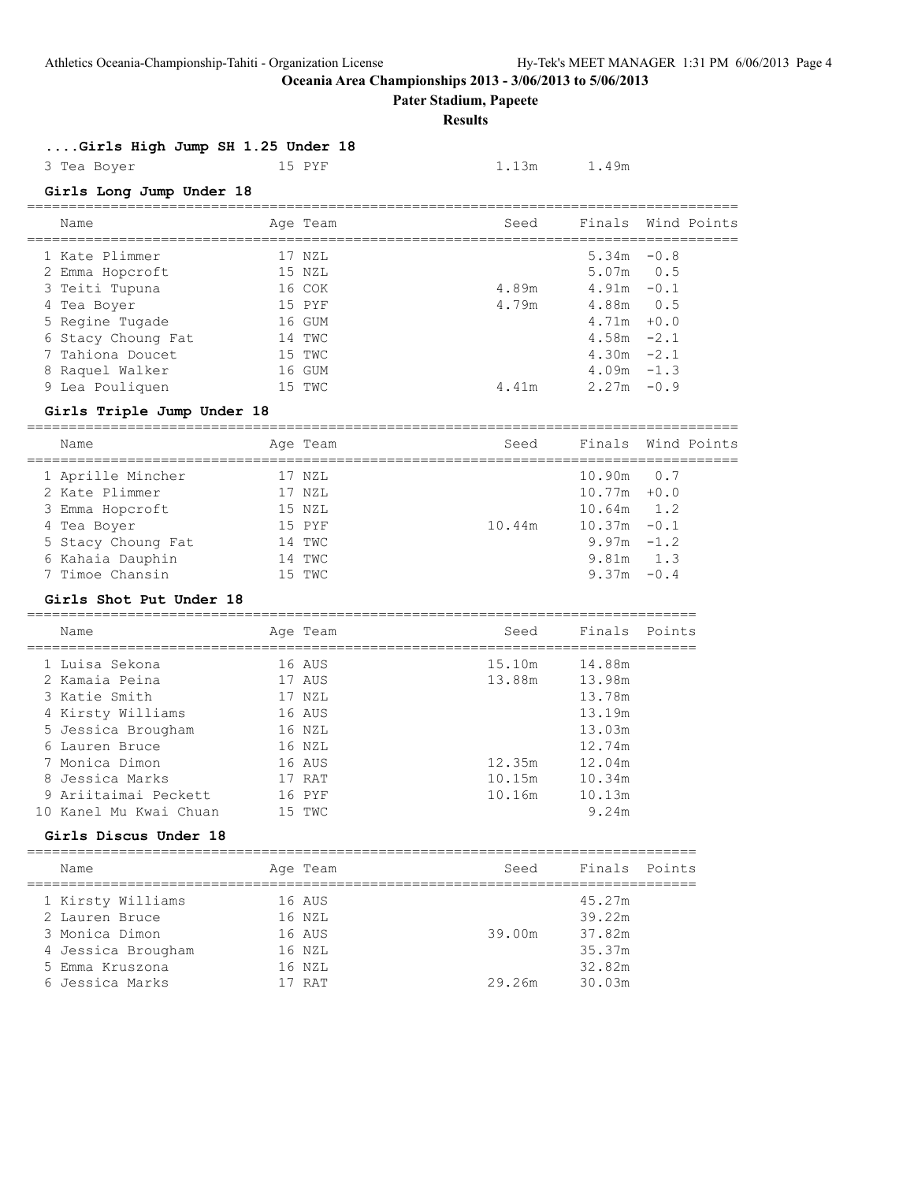**Oceania Area Championships 2013 - 3/06/2013 to 5/06/2013**

**Pater Stadium, Papeete**

**Results**

### ....Girls High Jump SH 1.25 Under 18

| Name | Age | Team | Seed | Finals |
|---|---|---|---|---|
| 3 Tea Boyer | 15 | PYF | 1.13m | 1.49m |

### Girls Long Jump Under 18

| Name | Age | Team | Seed | Finals | Wind | Points |
|---|---|---|---|---|---|---|
| 1 Kate Plimmer | 17 | NZL | | 5.34m | -0.8 | |
| 2 Emma Hopcroft | 15 | NZL | | 5.07m | 0.5 | |
| 3 Teiti Tupuna | 16 | COK | 4.89m | 4.91m | -0.1 | |
| 4 Tea Boyer | 15 | PYF | 4.79m | 4.88m | 0.5 | |
| 5 Regine Tugade | 16 | GUM | | 4.71m | +0.0 | |
| 6 Stacy Choung Fat | 14 | TWC | | 4.58m | -2.1 | |
| 7 Tahiona Doucet | 15 | TWC | | 4.30m | -2.1 | |
| 8 Raquel Walker | 16 | GUM | | 4.09m | -1.3 | |
| 9 Lea Pouliquen | 15 | TWC | 4.41m | 2.27m | -0.9 | |

### Girls Triple Jump Under 18

| Name | Age | Team | Seed | Finals | Wind | Points |
|---|---|---|---|---|---|---|
| 1 Aprille Mincher | 17 | NZL | | 10.90m | 0.7 | |
| 2 Kate Plimmer | 17 | NZL | | 10.77m | +0.0 | |
| 3 Emma Hopcroft | 15 | NZL | | 10.64m | 1.2 | |
| 4 Tea Boyer | 15 | PYF | 10.44m | 10.37m | -0.1 | |
| 5 Stacy Choung Fat | 14 | TWC | | 9.97m | -1.2 | |
| 6 Kahaia Dauphin | 14 | TWC | | 9.81m | 1.3 | |
| 7 Timoe Chansin | 15 | TWC | | 9.37m | -0.4 | |

### Girls Shot Put Under 18

| Name | Age | Team | Seed | Finals | Points |
|---|---|---|---|---|---|
| 1 Luisa Sekona | 16 | AUS | 15.10m | 14.88m | |
| 2 Kamaia Peina | 17 | AUS | 13.88m | 13.98m | |
| 3 Katie Smith | 17 | NZL | | 13.78m | |
| 4 Kirsty Williams | 16 | AUS | | 13.19m | |
| 5 Jessica Brougham | 16 | NZL | | 13.03m | |
| 6 Lauren Bruce | 16 | NZL | | 12.74m | |
| 7 Monica Dimon | 16 | AUS | 12.35m | 12.04m | |
| 8 Jessica Marks | 17 | RAT | 10.15m | 10.34m | |
| 9 Ariitaimai Peckett | 16 | PYF | 10.16m | 10.13m | |
| 10 Kanel Mu Kwai Chuan | 15 | TWC | | 9.24m | |

### Girls Discus Under 18

| Name | Age | Team | Seed | Finals | Points |
|---|---|---|---|---|---|
| 1 Kirsty Williams | 16 | AUS | | 45.27m | |
| 2 Lauren Bruce | 16 | NZL | | 39.22m | |
| 3 Monica Dimon | 16 | AUS | 39.00m | 37.82m | |
| 4 Jessica Brougham | 16 | NZL | | 35.37m | |
| 5 Emma Kruszona | 16 | NZL | | 32.82m | |
| 6 Jessica Marks | 17 | RAT | 29.26m | 30.03m | |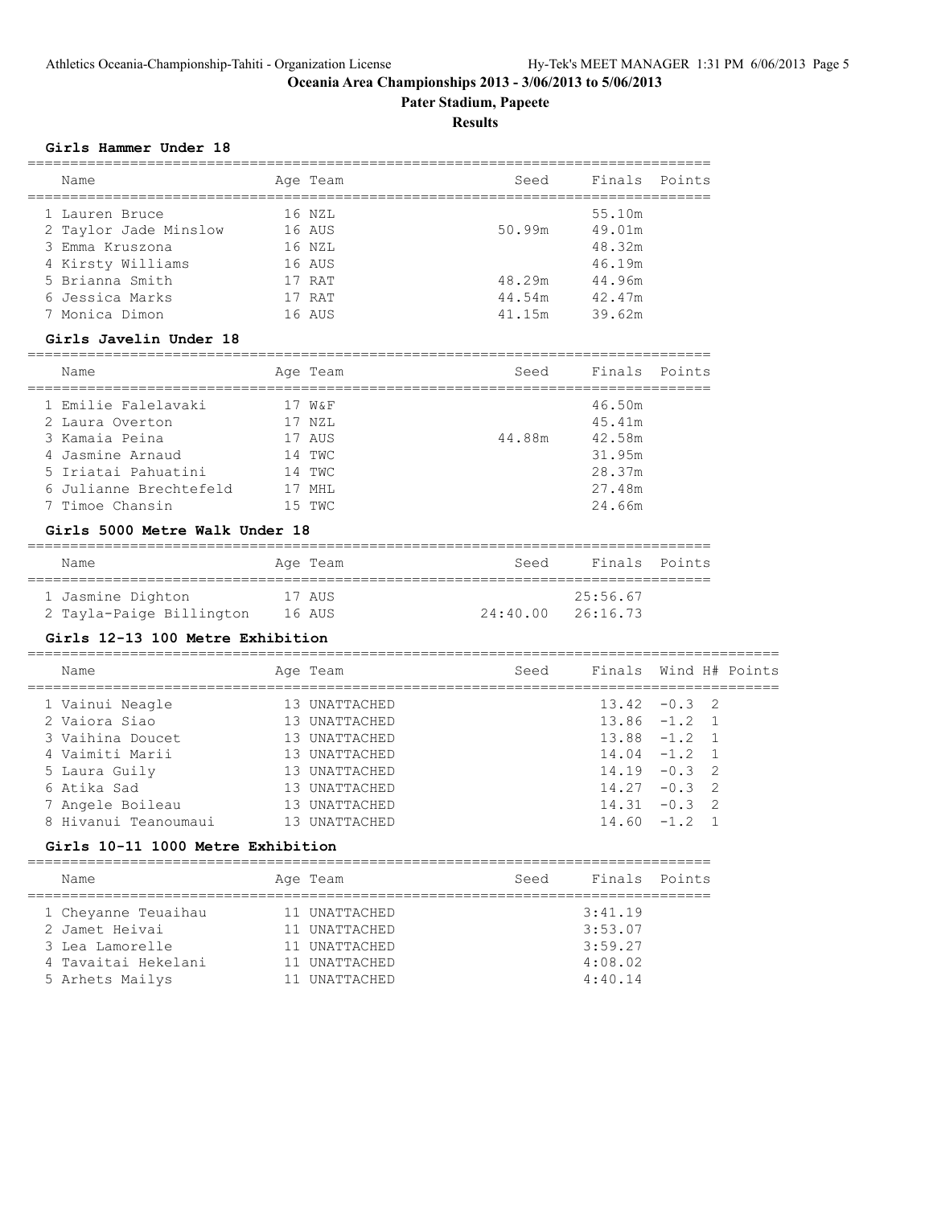# Oceania Area Championships 2013 - 3/06/2013 to 5/06/2013

## Pater Stadium, Papeete

## Results

### Girls Hammer Under 18

| Name | Age | Team | Seed | Finals | Points |
|---|---|---|---|---|---|
| 1 Lauren Bruce | 16 | NZL | | 55.10m | |
| 2 Taylor Jade Minslow | 16 | AUS | 50.99m | 49.01m | |
| 3 Emma Kruszona | 16 | NZL | | 48.32m | |
| 4 Kirsty Williams | 16 | AUS | | 46.19m | |
| 5 Brianna Smith | 17 | RAT | 48.29m | 44.96m | |
| 6 Jessica Marks | 17 | RAT | 44.54m | 42.47m | |
| 7 Monica Dimon | 16 | AUS | 41.15m | 39.62m | |

### Girls Javelin Under 18

| Name | Age | Team | Seed | Finals | Points |
|---|---|---|---|---|---|
| 1 Emilie Falelavaki | 17 | W&F | | 46.50m | |
| 2 Laura Overton | 17 | NZL | | 45.41m | |
| 3 Kamaia Peina | 17 | AUS | 44.88m | 42.58m | |
| 4 Jasmine Arnaud | 14 | TWC | | 31.95m | |
| 5 Iriatai Pahuatini | 14 | TWC | | 28.37m | |
| 6 Julianne Brechtefeld | 17 | MHL | | 27.48m | |
| 7 Timoe Chansin | 15 | TWC | | 24.66m | |

### Girls 5000 Metre Walk Under 18

| Name | Age | Team | Seed | Finals | Points |
|---|---|---|---|---|---|
| 1 Jasmine Dighton | 17 | AUS | | 25:56.67 | |
| 2 Tayla-Paige Billington | 16 | AUS | 24:40.00 | 26:16.73 | |

### Girls 12-13 100 Metre Exhibition

| Name | Age | Team | Seed | Finals | Wind | H# | Points |
|---|---|---|---|---|---|---|---|
| 1 Vainui Neagle | 13 | UNATTACHED | | 13.42 | -0.3 | 2 | |
| 2 Vaiora Siao | 13 | UNATTACHED | | 13.86 | -1.2 | 1 | |
| 3 Vaihina Doucet | 13 | UNATTACHED | | 13.88 | -1.2 | 1 | |
| 4 Vaimiti Marii | 13 | UNATTACHED | | 14.04 | -1.2 | 1 | |
| 5 Laura Guily | 13 | UNATTACHED | | 14.19 | -0.3 | 2 | |
| 6 Atika Sad | 13 | UNATTACHED | | 14.27 | -0.3 | 2 | |
| 7 Angele Boileau | 13 | UNATTACHED | | 14.31 | -0.3 | 2 | |
| 8 Hivanui Teanoumaui | 13 | UNATTACHED | | 14.60 | -1.2 | 1 | |

### Girls 10-11 1000 Metre Exhibition

| Name | Age | Team | Seed | Finals | Points |
|---|---|---|---|---|---|
| 1 Cheyanne Teuaihau | 11 | UNATTACHED | | 3:41.19 | |
| 2 Jamet Heivai | 11 | UNATTACHED | | 3:53.07 | |
| 3 Lea Lamorelle | 11 | UNATTACHED | | 3:59.27 | |
| 4 Tavaitai Hekelani | 11 | UNATTACHED | | 4:08.02 | |
| 5 Arhets Mailys | 11 | UNATTACHED | | 4:40.14 | |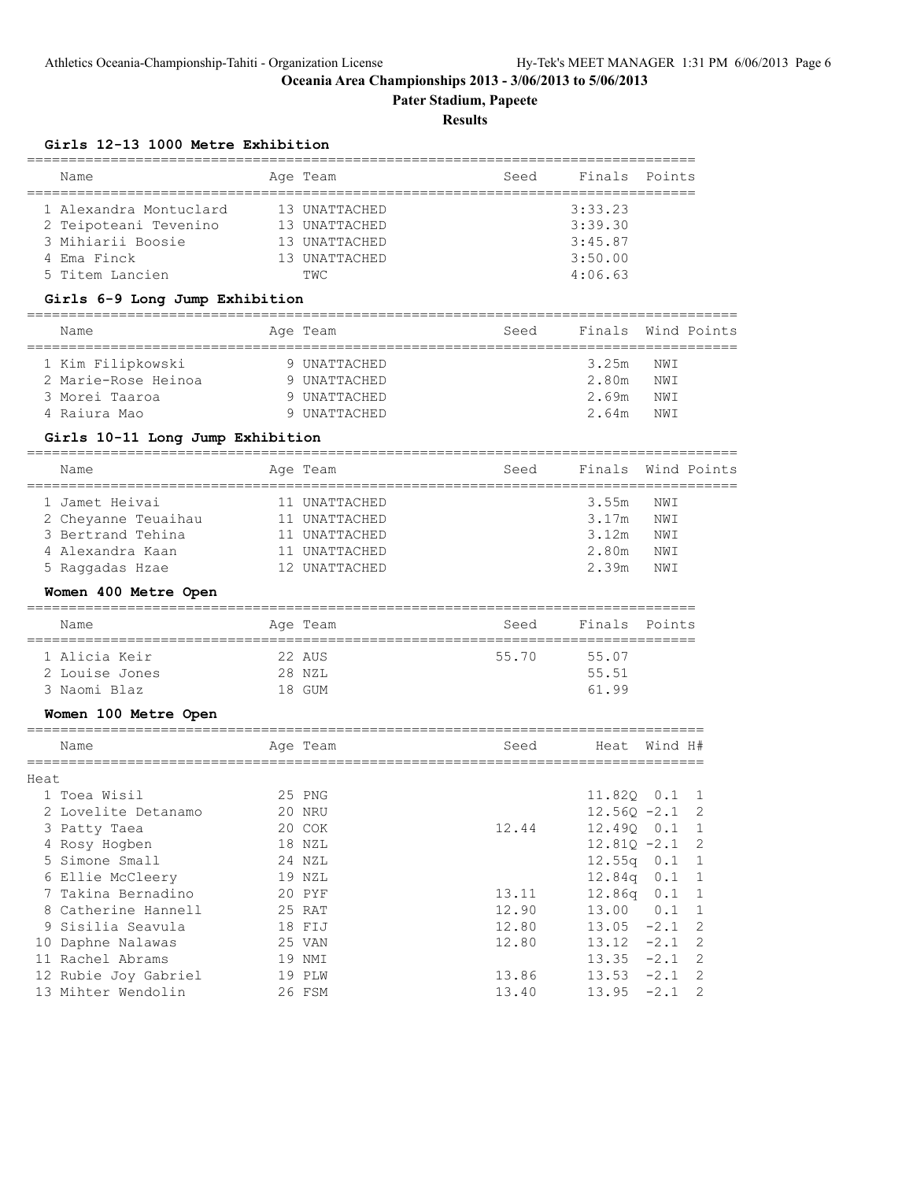**Oceania Area Championships 2013 - 3/06/2013 to 5/06/2013**

**Pater Stadium, Papeete**

**Results**

### Girls 12-13 1000 Metre Exhibition

| Name | Age | Team | Seed | Finals | Points |
|---|---|---|---|---|---|
| 1 Alexandra Montuclard | 13 | UNATTACHED | | 3:33.23 | |
| 2 Teipoteani Tevenino | 13 | UNATTACHED | | 3:39.30 | |
| 3 Mihiarii Boosie | 13 | UNATTACHED | | 3:45.87 | |
| 4 Ema Finck | 13 | UNATTACHED | | 3:50.00 | |
| 5 Titem Lancien | | TWC | | 4:06.63 | |

### Girls 6-9 Long Jump Exhibition

| Name | Age | Team | Seed | Finals | Wind | Points |
|---|---|---|---|---|---|---|
| 1 Kim Filipkowski | 9 | UNATTACHED | | 3.25m | NWI | |
| 2 Marie-Rose Heinoa | 9 | UNATTACHED | | 2.80m | NWI | |
| 3 Morei Taaroa | 9 | UNATTACHED | | 2.69m | NWI | |
| 4 Raiura Mao | 9 | UNATTACHED | | 2.64m | NWI | |

### Girls 10-11 Long Jump Exhibition

| Name | Age | Team | Seed | Finals | Wind | Points |
|---|---|---|---|---|---|---|
| 1 Jamet Heivai | 11 | UNATTACHED | | 3.55m | NWI | |
| 2 Cheyanne Teuaihau | 11 | UNATTACHED | | 3.17m | NWI | |
| 3 Bertrand Tehina | 11 | UNATTACHED | | 3.12m | NWI | |
| 4 Alexandra Kaan | 11 | UNATTACHED | | 2.80m | NWI | |
| 5 Raggadas Hzae | 12 | UNATTACHED | | 2.39m | NWI | |

### Women 400 Metre Open

| Name | Age | Team | Seed | Finals | Points |
|---|---|---|---|---|---|
| 1 Alicia Keir | 22 | AUS | 55.70 | 55.07 | |
| 2 Louise Jones | 28 | NZL | | 55.51 | |
| 3 Naomi Blaz | 18 | GUM | | 61.99 | |

### Women 100 Metre Open

Heat

| Name | Age | Team | Seed | Heat | Wind | H# |
|---|---|---|---|---|---|---|
| 1 Toea Wisil | 25 | PNG | | 11.82Q | 0.1 | 1 |
| 2 Lovelite Detanamo | 20 | NRU | | 12.56Q | -2.1 | 2 |
| 3 Patty Taea | 20 | COK | 12.44 | 12.49Q | 0.1 | 1 |
| 4 Rosy Hogben | 18 | NZL | | 12.81Q | -2.1 | 2 |
| 5 Simone Small | 24 | NZL | | 12.55q | 0.1 | 1 |
| 6 Ellie McCleery | 19 | NZL | | 12.84q | 0.1 | 1 |
| 7 Takina Bernadino | 20 | PYF | 13.11 | 12.86q | 0.1 | 1 |
| 8 Catherine Hannell | 25 | RAT | 12.90 | 13.00 | 0.1 | 1 |
| 9 Sisilia Seavula | 18 | FIJ | 12.80 | 13.05 | -2.1 | 2 |
| 10 Daphne Nalawas | 25 | VAN | 12.80 | 13.12 | -2.1 | 2 |
| 11 Rachel Abrams | 19 | NMI | | 13.35 | -2.1 | 2 |
| 12 Rubie Joy Gabriel | 19 | PLW | 13.86 | 13.53 | -2.1 | 2 |
| 13 Mihter Wendolin | 26 | FSM | 13.40 | 13.95 | -2.1 | 2 |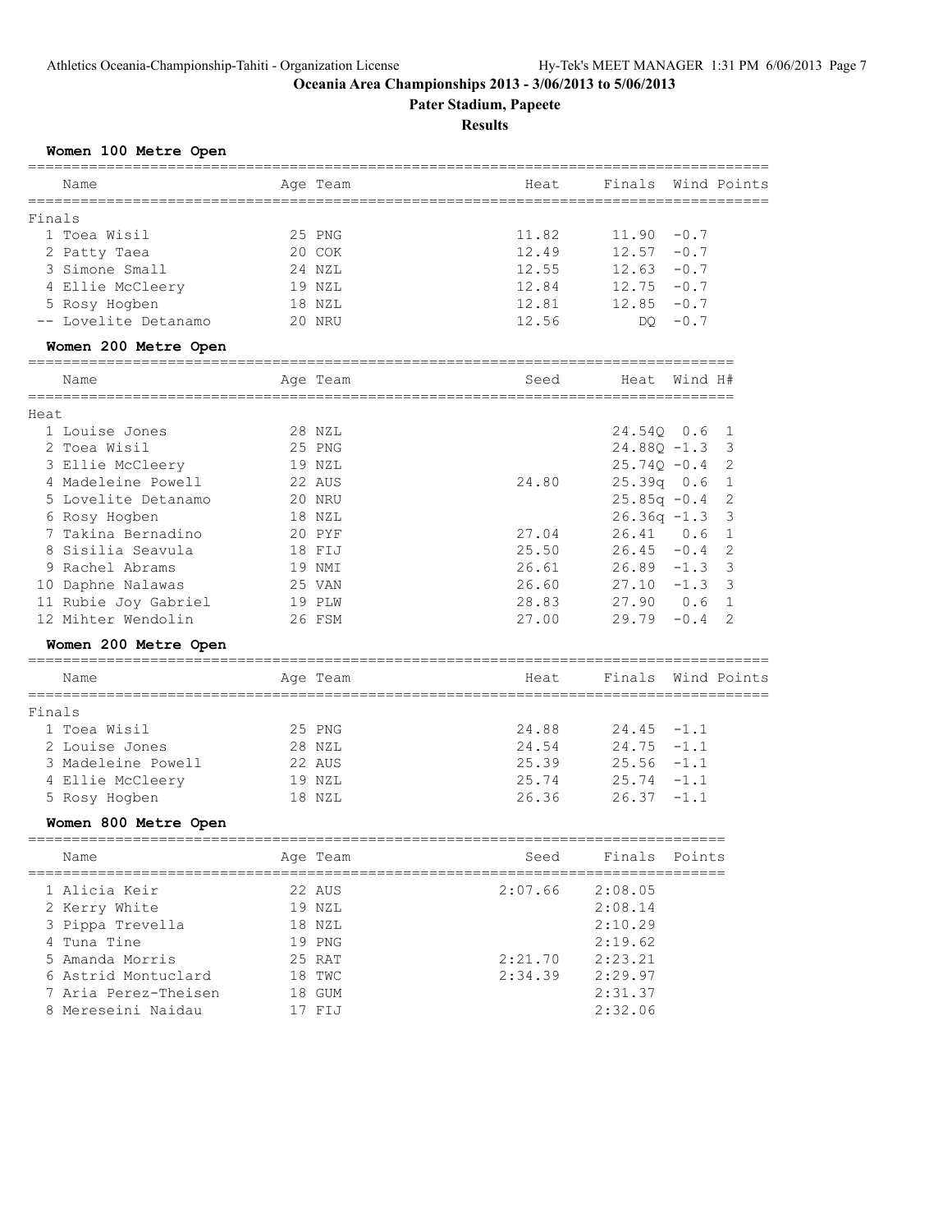# Oceania Area Championships 2013 - 3/06/2013 to 5/06/2013

## Pater Stadium, Papeete

### Results

**Women 100 Metre Open**

Finals

| | Name | Age | Team | Heat | Finals | Wind | Points |
|---|---|---|---|---|---|---|---|
| 1 | Toea Wisil | 25 | PNG | 11.82 | 11.90 | -0.7 | |
| 2 | Patty Taea | 20 | COK | 12.49 | 12.57 | -0.7 | |
| 3 | Simone Small | 24 | NZL | 12.55 | 12.63 | -0.7 | |
| 4 | Ellie McCleery | 19 | NZL | 12.84 | 12.75 | -0.7 | |
| 5 | Rosy Hogben | 18 | NZL | 12.81 | 12.85 | -0.7 | |
| -- | Lovelite Detanamo | 20 | NRU | 12.56 | DQ | -0.7 | |

**Women 200 Metre Open**

Heat

| | Name | Age | Team | Seed | Heat | Wind | H# |
|---|---|---|---|---|---|---|---|
| 1 | Louise Jones | 28 | NZL | | 24.54Q | 0.6 | 1 |
| 2 | Toea Wisil | 25 | PNG | | 24.88Q | -1.3 | 3 |
| 3 | Ellie McCleery | 19 | NZL | | 25.74Q | -0.4 | 2 |
| 4 | Madeleine Powell | 22 | AUS | 24.80 | 25.39q | 0.6 | 1 |
| 5 | Lovelite Detanamo | 20 | NRU | | 25.85q | -0.4 | 2 |
| 6 | Rosy Hogben | 18 | NZL | | 26.36q | -1.3 | 3 |
| 7 | Takina Bernadino | 20 | PYF | 27.04 | 26.41 | 0.6 | 1 |
| 8 | Sisilia Seavula | 18 | FIJ | 25.50 | 26.45 | -0.4 | 2 |
| 9 | Rachel Abrams | 19 | NMI | 26.61 | 26.89 | -1.3 | 3 |
| 10 | Daphne Nalawas | 25 | VAN | 26.60 | 27.10 | -1.3 | 3 |
| 11 | Rubie Joy Gabriel | 19 | PLW | 28.83 | 27.90 | 0.6 | 1 |
| 12 | Mihter Wendolin | 26 | FSM | 27.00 | 29.79 | -0.4 | 2 |

**Women 200 Metre Open**

Finals

| | Name | Age | Team | Heat | Finals | Wind | Points |
|---|---|---|---|---|---|---|---|
| 1 | Toea Wisil | 25 | PNG | 24.88 | 24.45 | -1.1 | |
| 2 | Louise Jones | 28 | NZL | 24.54 | 24.75 | -1.1 | |
| 3 | Madeleine Powell | 22 | AUS | 25.39 | 25.56 | -1.1 | |
| 4 | Ellie McCleery | 19 | NZL | 25.74 | 25.74 | -1.1 | |
| 5 | Rosy Hogben | 18 | NZL | 26.36 | 26.37 | -1.1 | |

**Women 800 Metre Open**

| | Name | Age | Team | Seed | Finals | Points |
|---|---|---|---|---|---|---|
| 1 | Alicia Keir | 22 | AUS | 2:07.66 | 2:08.05 | |
| 2 | Kerry White | 19 | NZL | | 2:08.14 | |
| 3 | Pippa Trevella | 18 | NZL | | 2:10.29 | |
| 4 | Tuna Tine | 19 | PNG | | 2:19.62 | |
| 5 | Amanda Morris | 25 | RAT | 2:21.70 | 2:23.21 | |
| 6 | Astrid Montuclard | 18 | TWC | 2:34.39 | 2:29.97 | |
| 7 | Aria Perez-Theisen | 18 | GUM | | 2:31.37 | |
| 8 | Mereseini Naidau | 17 | FIJ | | 2:32.06 | |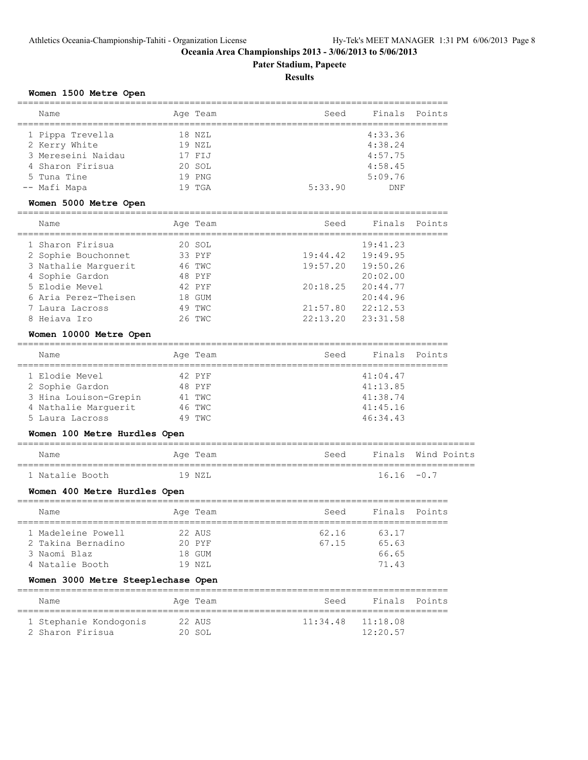# Oceania Area Championships 2013 - 3/06/2013 to 5/06/2013

## Pater Stadium, Papeete

### Results

**Women 1500 Metre Open**

| Name | Age | Team | Seed | Finals | Points |
|---|---|---|---|---|---|
| 1 Pippa Trevella | 18 | NZL | | 4:33.36 | |
| 2 Kerry White | 19 | NZL | | 4:38.24 | |
| 3 Mereseini Naidau | 17 | FIJ | | 4:57.75 | |
| 4 Sharon Firisua | 20 | SOL | | 4:58.45 | |
| 5 Tuna Tine | 19 | PNG | | 5:09.76 | |
| -- Mafi Mapa | 19 | TGA | 5:33.90 | DNF | |

**Women 5000 Metre Open**

| Name | Age | Team | Seed | Finals | Points |
|---|---|---|---|---|---|
| 1 Sharon Firisua | 20 | SOL | | 19:41.23 | |
| 2 Sophie Bouchonnet | 33 | PYF | 19:44.42 | 19:49.95 | |
| 3 Nathalie Marguerit | 46 | TWC | 19:57.20 | 19:50.26 | |
| 4 Sophie Gardon | 48 | PYF | | 20:02.00 | |
| 5 Elodie Mevel | 42 | PYF | 20:18.25 | 20:44.77 | |
| 6 Aria Perez-Theisen | 18 | GUM | | 20:44.96 | |
| 7 Laura Lacross | 49 | TWC | 21:57.80 | 22:12.53 | |
| 8 Heiava Iro | 26 | TWC | 22:13.20 | 23:31.58 | |

**Women 10000 Metre Open**

| Name | Age | Team | Seed | Finals | Points |
|---|---|---|---|---|---|
| 1 Elodie Mevel | 42 | PYF | | 41:04.47 | |
| 2 Sophie Gardon | 48 | PYF | | 41:13.85 | |
| 3 Hina Louison-Grepin | 41 | TWC | | 41:38.74 | |
| 4 Nathalie Marguerit | 46 | TWC | | 41:45.16 | |
| 5 Laura Lacross | 49 | TWC | | 46:34.43 | |

**Women 100 Metre Hurdles Open**

| Name | Age | Team | Seed | Finals | Wind | Points |
|---|---|---|---|---|---|---|
| 1 Natalie Booth | 19 | NZL | | 16.16 | -0.7 | |

**Women 400 Metre Hurdles Open**

| Name | Age | Team | Seed | Finals | Points |
|---|---|---|---|---|---|
| 1 Madeleine Powell | 22 | AUS | 62.16 | 63.17 | |
| 2 Takina Bernadino | 20 | PYF | 67.15 | 65.63 | |
| 3 Naomi Blaz | 18 | GUM | | 66.65 | |
| 4 Natalie Booth | 19 | NZL | | 71.43 | |

**Women 3000 Metre Steeplechase Open**

| Name | Age | Team | Seed | Finals | Points |
|---|---|---|---|---|---|
| 1 Stephanie Kondogonis | 22 | AUS | 11:34.48 | 11:18.08 | |
| 2 Sharon Firisua | 20 | SOL | | 12:20.57 | |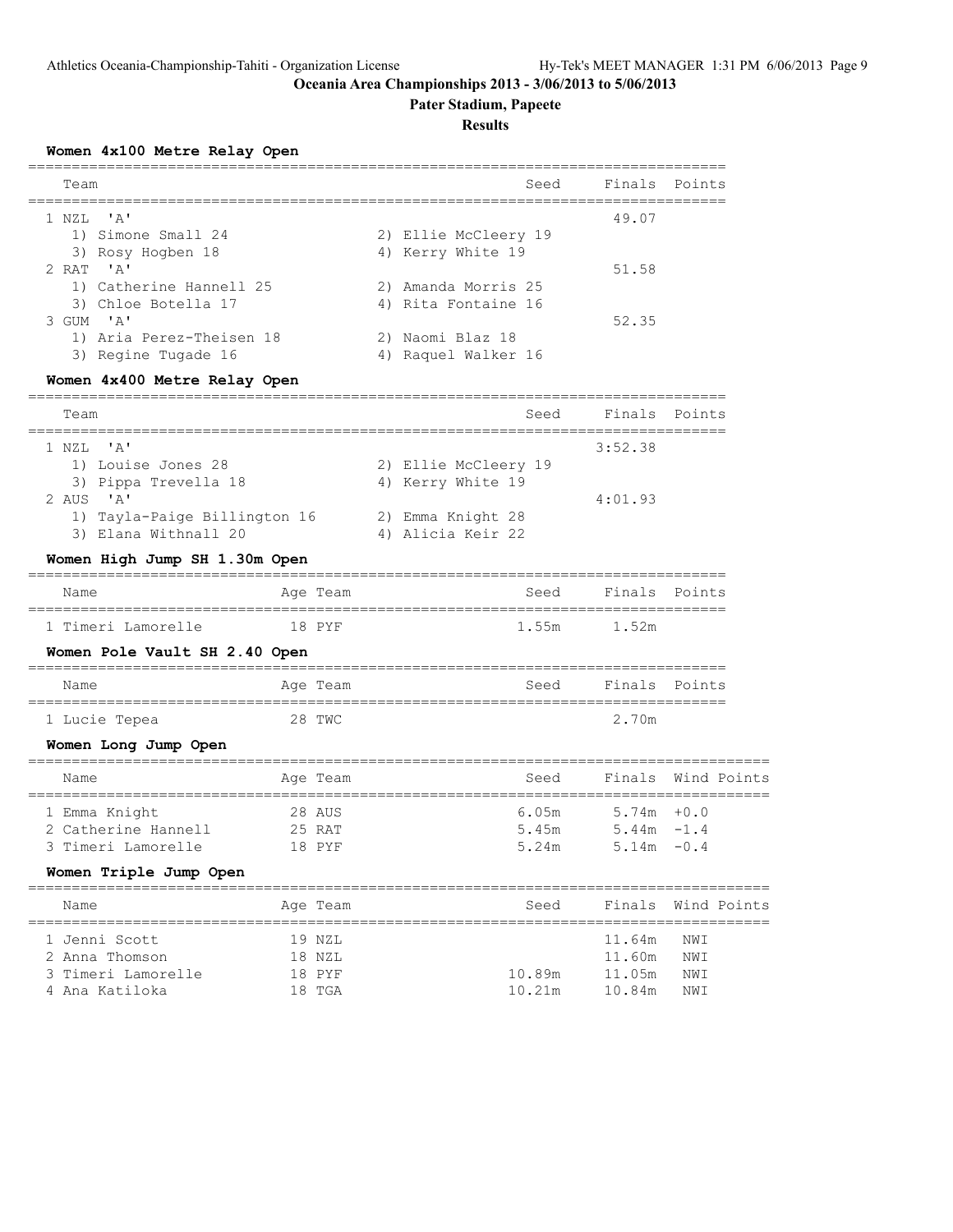# Oceania Area Championships 2013 - 3/06/2013 to 5/06/2013

## Pater Stadium, Papeete

### Results

**Women 4x100 Metre Relay Open**

| Team | Seed | Finals | Points |
|---|---|---|---|
| 1 NZL 'A' | | 49.07 | |
| 1) Simone Small 24, 2) Ellie McCleery 19, 3) Rosy Hogben 18, 4) Kerry White 19 | | | |
| 2 RAT 'A' | | 51.58 | |
| 1) Catherine Hannell 25, 2) Amanda Morris 25, 3) Chloe Botella 17, 4) Rita Fontaine 16 | | | |
| 3 GUM 'A' | | 52.35 | |
| 1) Aria Perez-Theisen 18, 2) Naomi Blaz 18, 3) Regine Tugade 16, 4) Raquel Walker 16 | | | |

**Women 4x400 Metre Relay Open**

| Team | Seed | Finals | Points |
|---|---|---|---|
| 1 NZL 'A' | | 3:52.38 | |
| 1) Louise Jones 28, 2) Ellie McCleery 19, 3) Pippa Trevella 18, 4) Kerry White 19 | | | |
| 2 AUS 'A' | | 4:01.93 | |
| 1) Tayla-Paige Billington 16, 2) Emma Knight 28, 3) Elana Withnall 20, 4) Alicia Keir 22 | | | |

**Women High Jump SH 1.30m Open**

| Name | Age | Team | Seed | Finals | Points |
|---|---|---|---|---|---|
| 1 Timeri Lamorelle | 18 | PYF | 1.55m | 1.52m | |

**Women Pole Vault SH 2.40 Open**

| Name | Age | Team | Seed | Finals | Points |
|---|---|---|---|---|---|
| 1 Lucie Tepea | 28 | TWC | | 2.70m | |

**Women Long Jump Open**

| Name | Age | Team | Seed | Finals | Wind | Points |
|---|---|---|---|---|---|---|
| 1 Emma Knight | 28 | AUS | 6.05m | 5.74m | +0.0 | |
| 2 Catherine Hannell | 25 | RAT | 5.45m | 5.44m | -1.4 | |
| 3 Timeri Lamorelle | 18 | PYF | 5.24m | 5.14m | -0.4 | |

**Women Triple Jump Open**

| Name | Age | Team | Seed | Finals | Wind | Points |
|---|---|---|---|---|---|---|
| 1 Jenni Scott | 19 | NZL | | 11.64m | NWI | |
| 2 Anna Thomson | 18 | NZL | | 11.60m | NWI | |
| 3 Timeri Lamorelle | 18 | PYF | 10.89m | 11.05m | NWI | |
| 4 Ana Katiloka | 18 | TGA | 10.21m | 10.84m | NWI | |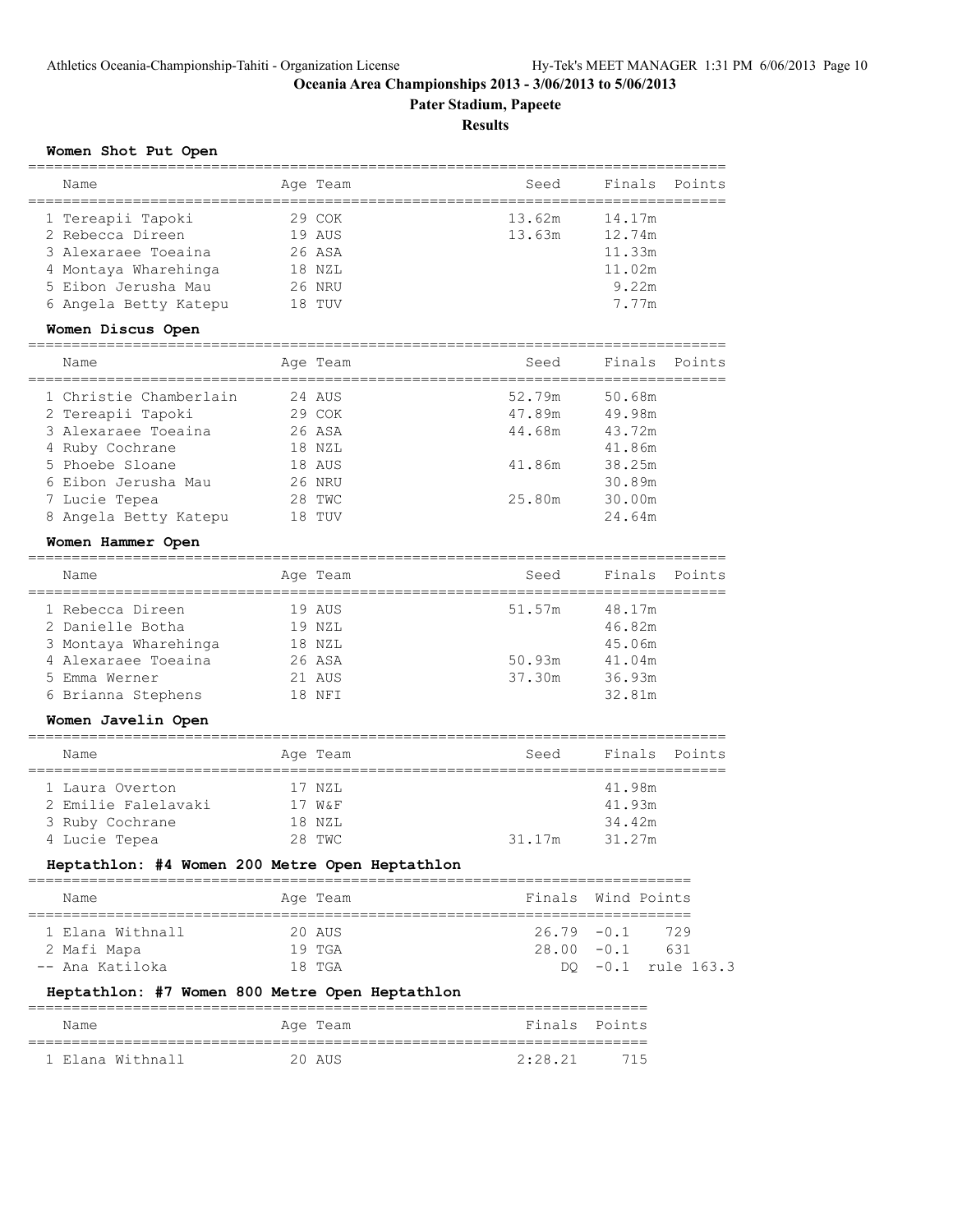# Oceania Area Championships 2013 - 3/06/2013 to 5/06/2013

## Pater Stadium, Papeete

## Results

### Women Shot Put Open

| Name | Age | Team | Seed | Finals | Points |
|---|---|---|---|---|---|
| 1 Tereapii Tapoki | 29 | COK | 13.62m | 14.17m | |
| 2 Rebecca Direen | 19 | AUS | 13.63m | 12.74m | |
| 3 Alexaraee Toeaina | 26 | ASA | | 11.33m | |
| 4 Montaya Wharehinga | 18 | NZL | | 11.02m | |
| 5 Eibon Jerusha Mau | 26 | NRU | | 9.22m | |
| 6 Angela Betty Katepu | 18 | TUV | | 7.77m | |

### Women Discus Open

| Name | Age | Team | Seed | Finals | Points |
|---|---|---|---|---|---|
| 1 Christie Chamberlain | 24 | AUS | 52.79m | 50.68m | |
| 2 Tereapii Tapoki | 29 | COK | 47.89m | 49.98m | |
| 3 Alexaraee Toeaina | 26 | ASA | 44.68m | 43.72m | |
| 4 Ruby Cochrane | 18 | NZL | | 41.86m | |
| 5 Phoebe Sloane | 18 | AUS | 41.86m | 38.25m | |
| 6 Eibon Jerusha Mau | 26 | NRU | | 30.89m | |
| 7 Lucie Tepea | 28 | TWC | 25.80m | 30.00m | |
| 8 Angela Betty Katepu | 18 | TUV | | 24.64m | |

### Women Hammer Open

| Name | Age | Team | Seed | Finals | Points |
|---|---|---|---|---|---|
| 1 Rebecca Direen | 19 | AUS | 51.57m | 48.17m | |
| 2 Danielle Botha | 19 | NZL | | 46.82m | |
| 3 Montaya Wharehinga | 18 | NZL | | 45.06m | |
| 4 Alexaraee Toeaina | 26 | ASA | 50.93m | 41.04m | |
| 5 Emma Werner | 21 | AUS | 37.30m | 36.93m | |
| 6 Brianna Stephens | 18 | NFI | | 32.81m | |

### Women Javelin Open

| Name | Age | Team | Seed | Finals | Points |
|---|---|---|---|---|---|
| 1 Laura Overton | 17 | NZL | | 41.98m | |
| 2 Emilie Falelavaki | 17 | W&F | | 41.93m | |
| 3 Ruby Cochrane | 18 | NZL | | 34.42m | |
| 4 Lucie Tepea | 28 | TWC | 31.17m | 31.27m | |

### Heptathlon: #4 Women 200 Metre Open Heptathlon

| Name | Age | Team | Finals | Wind | Points |
|---|---|---|---|---|---|
| 1 Elana Withnall | 20 | AUS | 26.79 | -0.1 | 729 |
| 2 Mafi Mapa | 19 | TGA | 28.00 | -0.1 | 631 |
| -- Ana Katiloka | 18 | TGA | DQ | -0.1 | rule 163.3 |

### Heptathlon: #7 Women 800 Metre Open Heptathlon

| Name | Age | Team | Finals | Points |
|---|---|---|---|---|
| 1 Elana Withnall | 20 | AUS | 2:28.21 | 715 |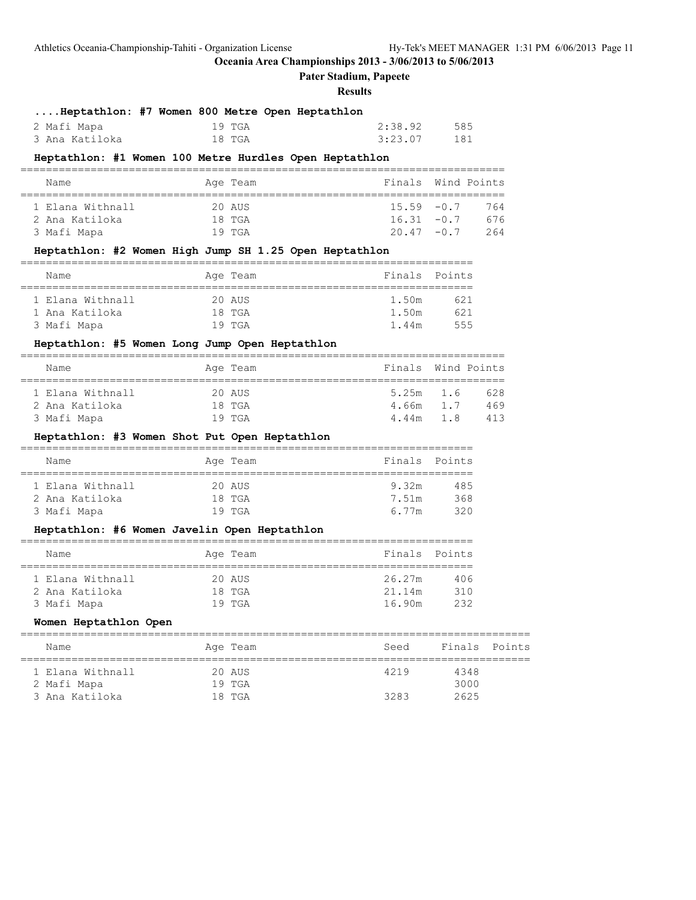# Oceania Area Championships 2013 - 3/06/2013 to 5/06/2013

## Pater Stadium, Papeete

### Results

#### ....Heptathlon: #7 Women 800 Metre Open Heptathlon

| Name | Age | Team | Finals | Points |
|---|---|---|---|---|
| 2 Mafi Mapa | 19 | TGA | 2:38.92 | 585 |
| 3 Ana Katiloka | 18 | TGA | 3:23.07 | 181 |

#### Heptathlon: #1 Women 100 Metre Hurdles Open Heptathlon

| Name | Age | Team | Finals | Wind | Points |
|---|---|---|---|---|---|
| 1 Elana Withnall | 20 | AUS | 15.59 | -0.7 | 764 |
| 2 Ana Katiloka | 18 | TGA | 16.31 | -0.7 | 676 |
| 3 Mafi Mapa | 19 | TGA | 20.47 | -0.7 | 264 |

#### Heptathlon: #2 Women High Jump SH 1.25 Open Heptathlon

| Name | Age | Team | Finals | Points |
|---|---|---|---|---|
| 1 Elana Withnall | 20 | AUS | 1.50m | 621 |
| 1 Ana Katiloka | 18 | TGA | 1.50m | 621 |
| 3 Mafi Mapa | 19 | TGA | 1.44m | 555 |

#### Heptathlon: #5 Women Long Jump Open Heptathlon

| Name | Age | Team | Finals | Wind | Points |
|---|---|---|---|---|---|
| 1 Elana Withnall | 20 | AUS | 5.25m | 1.6 | 628 |
| 2 Ana Katiloka | 18 | TGA | 4.66m | 1.7 | 469 |
| 3 Mafi Mapa | 19 | TGA | 4.44m | 1.8 | 413 |

#### Heptathlon: #3 Women Shot Put Open Heptathlon

| Name | Age | Team | Finals | Points |
|---|---|---|---|---|
| 1 Elana Withnall | 20 | AUS | 9.32m | 485 |
| 2 Ana Katiloka | 18 | TGA | 7.51m | 368 |
| 3 Mafi Mapa | 19 | TGA | 6.77m | 320 |

#### Heptathlon: #6 Women Javelin Open Heptathlon

| Name | Age | Team | Finals | Points |
|---|---|---|---|---|
| 1 Elana Withnall | 20 | AUS | 26.27m | 406 |
| 2 Ana Katiloka | 18 | TGA | 21.14m | 310 |
| 3 Mafi Mapa | 19 | TGA | 16.90m | 232 |

#### Women Heptathlon Open

| Name | Age | Team | Seed | Finals | Points |
|---|---|---|---|---|---|
| 1 Elana Withnall | 20 | AUS | 4219 | 4348 | |
| 2 Mafi Mapa | 19 | TGA | | 3000 | |
| 3 Ana Katiloka | 18 | TGA | 3283 | 2625 | |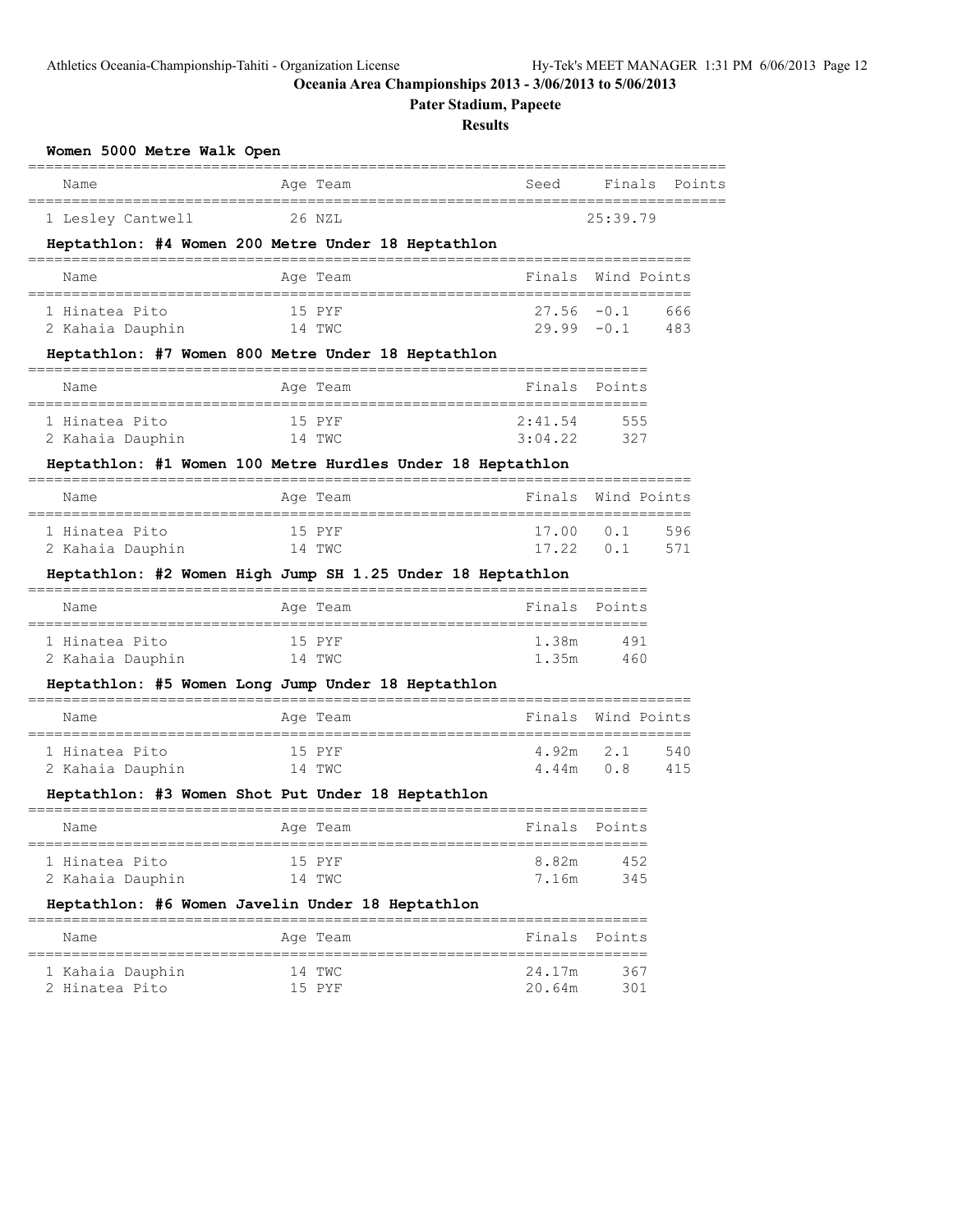**Oceania Area Championships 2013 - 3/06/2013 to 5/06/2013**

**Pater Stadium, Papeete**

**Results**

### Women 5000 Metre Walk Open

| Name | Age | Team | Seed | Finals | Points |
|---|---|---|---|---|---|
| 1 Lesley Cantwell | 26 | NZL | | 25:39.79 | |

### Heptathlon: #4 Women 200 Metre Under 18 Heptathlon

| Name | Age | Team | Finals | Wind | Points |
|---|---|---|---|---|---|
| 1 Hinatea Pito | 15 | PYF | 27.56 | -0.1 | 666 |
| 2 Kahaia Dauphin | 14 | TWC | 29.99 | -0.1 | 483 |

### Heptathlon: #7 Women 800 Metre Under 18 Heptathlon

| Name | Age | Team | Finals | Points |
|---|---|---|---|---|
| 1 Hinatea Pito | 15 | PYF | 2:41.54 | 555 |
| 2 Kahaia Dauphin | 14 | TWC | 3:04.22 | 327 |

### Heptathlon: #1 Women 100 Metre Hurdles Under 18 Heptathlon

| Name | Age | Team | Finals | Wind | Points |
|---|---|---|---|---|---|
| 1 Hinatea Pito | 15 | PYF | 17.00 | 0.1 | 596 |
| 2 Kahaia Dauphin | 14 | TWC | 17.22 | 0.1 | 571 |

### Heptathlon: #2 Women High Jump SH 1.25 Under 18 Heptathlon

| Name | Age | Team | Finals | Points |
|---|---|---|---|---|
| 1 Hinatea Pito | 15 | PYF | 1.38m | 491 |
| 2 Kahaia Dauphin | 14 | TWC | 1.35m | 460 |

### Heptathlon: #5 Women Long Jump Under 18 Heptathlon

| Name | Age | Team | Finals | Wind | Points |
|---|---|---|---|---|---|
| 1 Hinatea Pito | 15 | PYF | 4.92m | 2.1 | 540 |
| 2 Kahaia Dauphin | 14 | TWC | 4.44m | 0.8 | 415 |

### Heptathlon: #3 Women Shot Put Under 18 Heptathlon

| Name | Age | Team | Finals | Points |
|---|---|---|---|---|
| 1 Hinatea Pito | 15 | PYF | 8.82m | 452 |
| 2 Kahaia Dauphin | 14 | TWC | 7.16m | 345 |

### Heptathlon: #6 Women Javelin Under 18 Heptathlon

| Name | Age | Team | Finals | Points |
|---|---|---|---|---|
| 1 Kahaia Dauphin | 14 | TWC | 24.17m | 367 |
| 2 Hinatea Pito | 15 | PYF | 20.64m | 301 |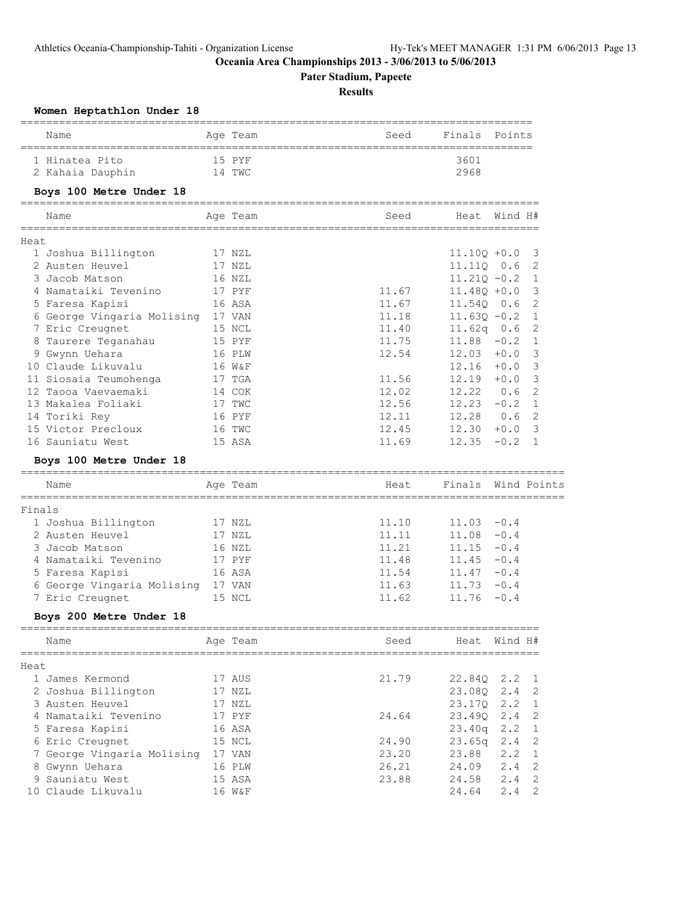# Oceania Area Championships 2013 - 3/06/2013 to 5/06/2013

## Pater Stadium, Papeete

### Results

#### Women Heptathlon Under 18

| | Name | Age | Team | Seed | Finals | Points |
|---|---|---|---|---|---|---|
| 1 | Hinatea Pito | 15 | PYF | | 3601 | |
| 2 | Kahaia Dauphin | 14 | TWC | | 2968 | |

#### Boys 100 Metre Under 18

| | Name | Age | Team | Seed | Heat | Wind | H# |
|---|---|---|---|---|---|---|---|
| **Heat** | | | | | | | |
| 1 | Joshua Billington | 17 | NZL | | 11.10Q | +0.0 | 3 |
| 2 | Austen Heuvel | 17 | NZL | | 11.11Q | 0.6 | 2 |
| 3 | Jacob Matson | 16 | NZL | | 11.21Q | -0.2 | 1 |
| 4 | Namataiki Tevenino | 17 | PYF | 11.67 | 11.48Q | +0.0 | 3 |
| 5 | Faresa Kapisi | 16 | ASA | 11.67 | 11.54Q | 0.6 | 2 |
| 6 | George Vingaria Molising | 17 | VAN | 11.18 | 11.63Q | -0.2 | 1 |
| 7 | Eric Creugnet | 15 | NCL | 11.40 | 11.62q | 0.6 | 2 |
| 8 | Taurere Teganahau | 15 | PYF | 11.75 | 11.88 | -0.2 | 1 |
| 9 | Gwynn Uehara | 16 | PLW | 12.54 | 12.03 | +0.0 | 3 |
| 10 | Claude Likuvalu | 16 | W&F | | 12.16 | +0.0 | 3 |
| 11 | Siosaia Teumohenga | 17 | TGA | 11.56 | 12.19 | +0.0 | 3 |
| 12 | Taooa Vaevaemaki | 14 | COK | 12.02 | 12.22 | 0.6 | 2 |
| 13 | Makalea Foliaki | 17 | TWC | 12.56 | 12.23 | -0.2 | 1 |
| 14 | Toriki Rey | 16 | PYF | 12.11 | 12.28 | 0.6 | 2 |
| 15 | Victor Precloux | 16 | TWC | 12.45 | 12.30 | +0.0 | 3 |
| 16 | Sauniatu West | 15 | ASA | 11.69 | 12.35 | -0.2 | 1 |

#### Boys 100 Metre Under 18

| | Name | Age | Team | Heat | Finals | Wind | Points |
|---|---|---|---|---|---|---|---|
| **Finals** | | | | | | | |
| 1 | Joshua Billington | 17 | NZL | 11.10 | 11.03 | -0.4 | |
| 2 | Austen Heuvel | 17 | NZL | 11.11 | 11.08 | -0.4 | |
| 3 | Jacob Matson | 16 | NZL | 11.21 | 11.15 | -0.4 | |
| 4 | Namataiki Tevenino | 17 | PYF | 11.48 | 11.45 | -0.4 | |
| 5 | Faresa Kapisi | 16 | ASA | 11.54 | 11.47 | -0.4 | |
| 6 | George Vingaria Molising | 17 | VAN | 11.63 | 11.73 | -0.4 | |
| 7 | Eric Creugnet | 15 | NCL | 11.62 | 11.76 | -0.4 | |

#### Boys 200 Metre Under 18

| | Name | Age | Team | Seed | Heat | Wind | H# |
|---|---|---|---|---|---|---|---|
| **Heat** | | | | | | | |
| 1 | James Kermond | 17 | AUS | 21.79 | 22.84Q | 2.2 | 1 |
| 2 | Joshua Billington | 17 | NZL | | 23.08Q | 2.4 | 2 |
| 3 | Austen Heuvel | 17 | NZL | | 23.17Q | 2.2 | 1 |
| 4 | Namataiki Tevenino | 17 | PYF | 24.64 | 23.49Q | 2.4 | 2 |
| 5 | Faresa Kapisi | 16 | ASA | | 23.40q | 2.2 | 1 |
| 6 | Eric Creugnet | 15 | NCL | 24.90 | 23.65q | 2.4 | 2 |
| 7 | George Vingaria Molising | 17 | VAN | 23.20 | 23.88 | 2.2 | 1 |
| 8 | Gwynn Uehara | 16 | PLW | 26.21 | 24.09 | 2.4 | 2 |
| 9 | Sauniatu West | 15 | ASA | 23.88 | 24.58 | 2.4 | 2 |
| 10 | Claude Likuvalu | 16 | W&F | | 24.64 | 2.4 | 2 |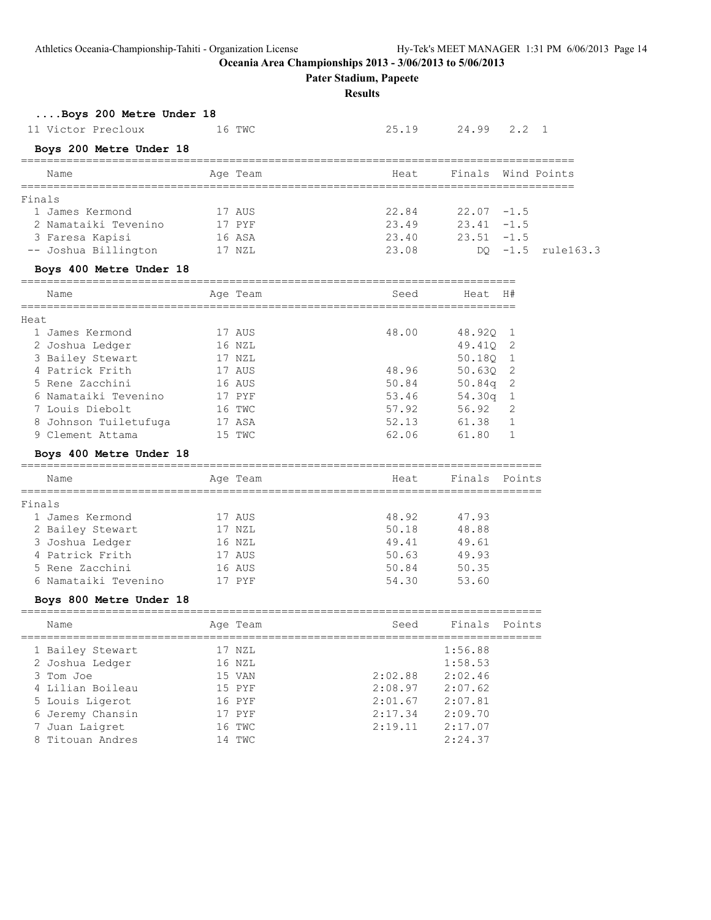### ....Boys 200 Metre Under 18

| Name | Age | Team | Heat | Finals | Wind | H# |
|---|---|---|---|---|---|---|
| 11 Victor Precloux | 16 | TWC | 25.19 | 24.99 | 2.2 | 1 |

### Boys 200 Metre Under 18

| Name | Age | Team | Heat | Finals | Wind | Points |
|---|---|---|---|---|---|---|
| **Finals** | | | | | | |
| 1 James Kermond | 17 | AUS | 22.84 | 22.07 | -1.5 | |
| 2 Namataiki Tevenino | 17 | PYF | 23.49 | 23.41 | -1.5 | |
| 3 Faresa Kapisi | 16 | ASA | 23.40 | 23.51 | -1.5 | |
| -- Joshua Billington | 17 | NZL | 23.08 | DQ | -1.5 | rule163.3 |

### Boys 400 Metre Under 18

| Name | Age | Team | Seed | Heat | H# |
|---|---|---|---|---|---|
| **Heat** | | | | | |
| 1 James Kermond | 17 | AUS | 48.00 | 48.92Q | 1 |
| 2 Joshua Ledger | 16 | NZL | | 49.41Q | 2 |
| 3 Bailey Stewart | 17 | NZL | | 50.18Q | 1 |
| 4 Patrick Frith | 17 | AUS | 48.96 | 50.63Q | 2 |
| 5 Rene Zacchini | 16 | AUS | 50.84 | 50.84q | 2 |
| 6 Namataiki Tevenino | 17 | PYF | 53.46 | 54.30q | 1 |
| 7 Louis Diebolt | 16 | TWC | 57.92 | 56.92 | 2 |
| 8 Johnson Tuiletufuga | 17 | ASA | 52.13 | 61.38 | 1 |
| 9 Clement Attama | 15 | TWC | 62.06 | 61.80 | 1 |

### Boys 400 Metre Under 18

| Name | Age | Team | Heat | Finals | Points |
|---|---|---|---|---|---|
| **Finals** | | | | | |
| 1 James Kermond | 17 | AUS | 48.92 | 47.93 | |
| 2 Bailey Stewart | 17 | NZL | 50.18 | 48.88 | |
| 3 Joshua Ledger | 16 | NZL | 49.41 | 49.61 | |
| 4 Patrick Frith | 17 | AUS | 50.63 | 49.93 | |
| 5 Rene Zacchini | 16 | AUS | 50.84 | 50.35 | |
| 6 Namataiki Tevenino | 17 | PYF | 54.30 | 53.60 | |

### Boys 800 Metre Under 18

| Name | Age | Team | Seed | Finals | Points |
|---|---|---|---|---|---|
| 1 Bailey Stewart | 17 | NZL | | 1:56.88 | |
| 2 Joshua Ledger | 16 | NZL | | 1:58.53 | |
| 3 Tom Joe | 15 | VAN | 2:02.88 | 2:02.46 | |
| 4 Lilian Boileau | 15 | PYF | 2:08.97 | 2:07.62 | |
| 5 Louis Ligerot | 16 | PYF | 2:01.67 | 2:07.81 | |
| 6 Jeremy Chansin | 17 | PYF | 2:17.34 | 2:09.70 | |
| 7 Juan Laigret | 16 | TWC | 2:19.11 | 2:17.07 | |
| 8 Titouan Andres | 14 | TWC | | 2:24.37 | |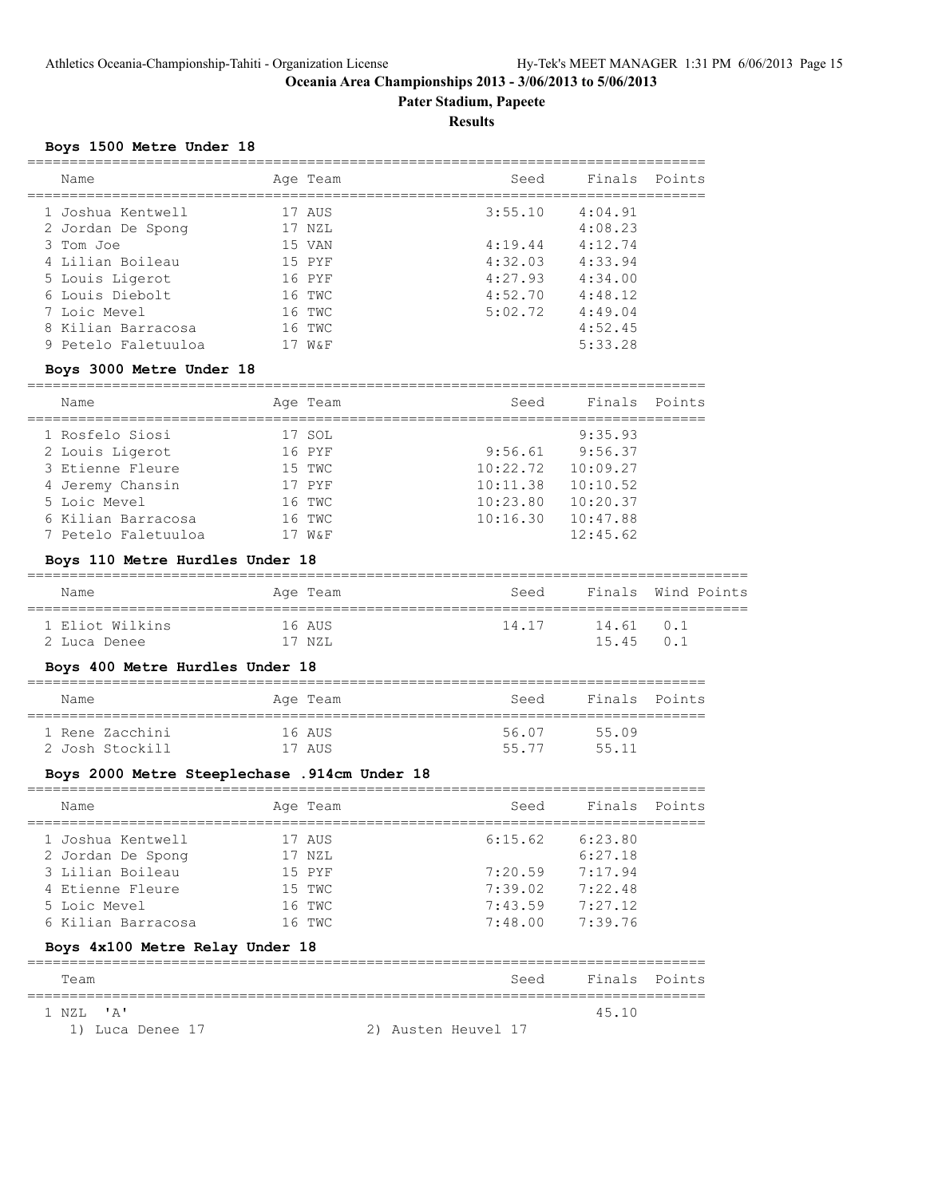# Oceania Area Championships 2013 - 3/06/2013 to 5/06/2013

**Pater Stadium, Papeete**

**Results**

### Boys 1500 Metre Under 18

| | Name | Age | Team | Seed | Finals | Points |
|---|---|---|---|---|---|---|
| 1 | Joshua Kentwell | 17 | AUS | 3:55.10 | 4:04.91 | |
| 2 | Jordan De Spong | 17 | NZL | | 4:08.23 | |
| 3 | Tom Joe | 15 | VAN | 4:19.44 | 4:12.74 | |
| 4 | Lilian Boileau | 15 | PYF | 4:32.03 | 4:33.94 | |
| 5 | Louis Ligerot | 16 | PYF | 4:27.93 | 4:34.00 | |
| 6 | Louis Diebolt | 16 | TWC | 4:52.70 | 4:48.12 | |
| 7 | Loic Mevel | 16 | TWC | 5:02.72 | 4:49.04 | |
| 8 | Kilian Barracosa | 16 | TWC | | 4:52.45 | |
| 9 | Petelo Faletuuloa | 17 | W&F | | 5:33.28 | |

### Boys 3000 Metre Under 18

| | Name | Age | Team | Seed | Finals | Points |
|---|---|---|---|---|---|---|
| 1 | Rosfelo Siosi | 17 | SOL | | 9:35.93 | |
| 2 | Louis Ligerot | 16 | PYF | 9:56.61 | 9:56.37 | |
| 3 | Etienne Fleure | 15 | TWC | 10:22.72 | 10:09.27 | |
| 4 | Jeremy Chansin | 17 | PYF | 10:11.38 | 10:10.52 | |
| 5 | Loic Mevel | 16 | TWC | 10:23.80 | 10:20.37 | |
| 6 | Kilian Barracosa | 16 | TWC | 10:16.30 | 10:47.88 | |
| 7 | Petelo Faletuuloa | 17 | W&F | | 12:45.62 | |

### Boys 110 Metre Hurdles Under 18

| | Name | Age | Team | Seed | Finals | Wind | Points |
|---|---|---|---|---|---|---|---|
| 1 | Eliot Wilkins | 16 | AUS | 14.17 | 14.61 | 0.1 | |
| 2 | Luca Denee | 17 | NZL | | 15.45 | 0.1 | |

### Boys 400 Metre Hurdles Under 18

| | Name | Age | Team | Seed | Finals | Points |
|---|---|---|---|---|---|---|
| 1 | Rene Zacchini | 16 | AUS | 56.07 | 55.09 | |
| 2 | Josh Stockill | 17 | AUS | 55.77 | 55.11 | |

### Boys 2000 Metre Steeplechase .914cm Under 18

| | Name | Age | Team | Seed | Finals | Points |
|---|---|---|---|---|---|---|
| 1 | Joshua Kentwell | 17 | AUS | 6:15.62 | 6:23.80 | |
| 2 | Jordan De Spong | 17 | NZL | | 6:27.18 | |
| 3 | Lilian Boileau | 15 | PYF | 7:20.59 | 7:17.94 | |
| 4 | Etienne Fleure | 15 | TWC | 7:39.02 | 7:22.48 | |
| 5 | Loic Mevel | 16 | TWC | 7:43.59 | 7:27.12 | |
| 6 | Kilian Barracosa | 16 | TWC | 7:48.00 | 7:39.76 | |

### Boys 4x100 Metre Relay Under 18

| | Team | Seed | Finals | Points |
|---|---|---|---|---|
| 1 | NZL 'A' | | 45.10 | |

1) Luca Denee 17 2) Austen Heuvel 17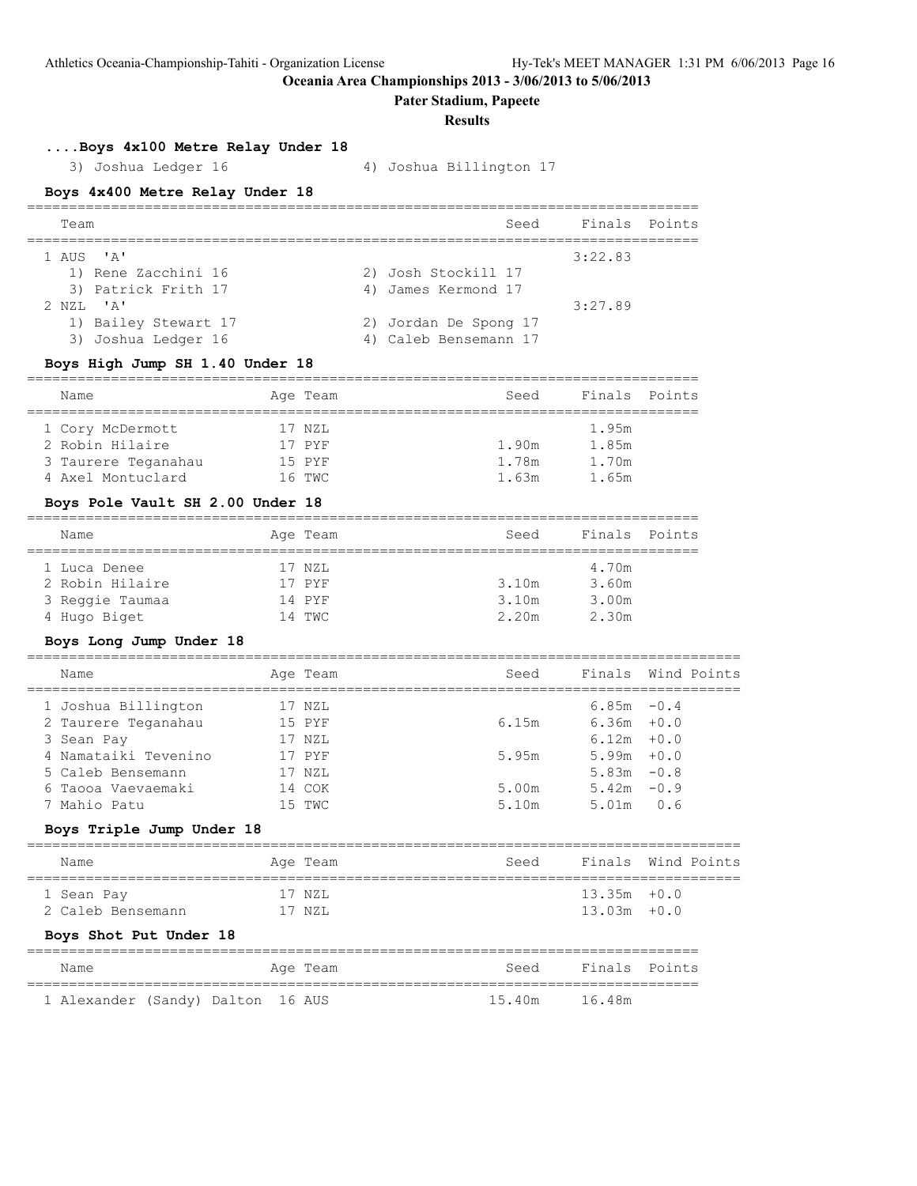## Oceania Area Championships 2013 - 3/06/2013 to 5/06/2013

**Pater Stadium, Papeete**

**Results**

### ....Boys 4x100 Metre Relay Under 18

3) Joshua Ledger 16 &nbsp;&nbsp;&nbsp; 4) Joshua Billington 17

### Boys 4x400 Metre Relay Under 18

| Team | Seed | Finals | Points |
|---|---|---|---|
| 1 AUS 'A' | | 3:22.83 | |
| 1) Rene Zacchini 16 &nbsp; 2) Josh Stockill 17 | | | |
| 3) Patrick Frith 17 &nbsp; 4) James Kermond 17 | | | |
| 2 NZL 'A' | | 3:27.89 | |
| 1) Bailey Stewart 17 &nbsp; 2) Jordan De Spong 17 | | | |
| 3) Joshua Ledger 16 &nbsp; 4) Caleb Bensemann 17 | | | |

### Boys High Jump SH 1.40 Under 18

| Name | Age | Team | Seed | Finals | Points |
|---|---|---|---|---|---|
| 1 Cory McDermott | 17 | NZL | | 1.95m | |
| 2 Robin Hilaire | 17 | PYF | 1.90m | 1.85m | |
| 3 Taurere Teganahau | 15 | PYF | 1.78m | 1.70m | |
| 4 Axel Montuclard | 16 | TWC | 1.63m | 1.65m | |

### Boys Pole Vault SH 2.00 Under 18

| Name | Age | Team | Seed | Finals | Points |
|---|---|---|---|---|---|
| 1 Luca Denee | 17 | NZL | | 4.70m | |
| 2 Robin Hilaire | 17 | PYF | 3.10m | 3.60m | |
| 3 Reggie Taumaa | 14 | PYF | 3.10m | 3.00m | |
| 4 Hugo Biget | 14 | TWC | 2.20m | 2.30m | |

### Boys Long Jump Under 18

| Name | Age | Team | Seed | Finals | Wind | Points |
|---|---|---|---|---|---|---|
| 1 Joshua Billington | 17 | NZL | | 6.85m | -0.4 | |
| 2 Taurere Teganahau | 15 | PYF | 6.15m | 6.36m | +0.0 | |
| 3 Sean Pay | 17 | NZL | | 6.12m | +0.0 | |
| 4 Namataiki Tevenino | 17 | PYF | 5.95m | 5.99m | +0.0 | |
| 5 Caleb Bensemann | 17 | NZL | | 5.83m | -0.8 | |
| 6 Taooa Vaevaemaki | 14 | COK | 5.00m | 5.42m | -0.9 | |
| 7 Mahio Patu | 15 | TWC | 5.10m | 5.01m | 0.6 | |

### Boys Triple Jump Under 18

| Name | Age | Team | Seed | Finals | Wind | Points |
|---|---|---|---|---|---|---|
| 1 Sean Pay | 17 | NZL | | 13.35m | +0.0 | |
| 2 Caleb Bensemann | 17 | NZL | | 13.03m | +0.0 | |

### Boys Shot Put Under 18

| Name | Age | Team | Seed | Finals | Points |
|---|---|---|---|---|---|
| 1 Alexander (Sandy) Dalton | 16 | AUS | 15.40m | 16.48m | |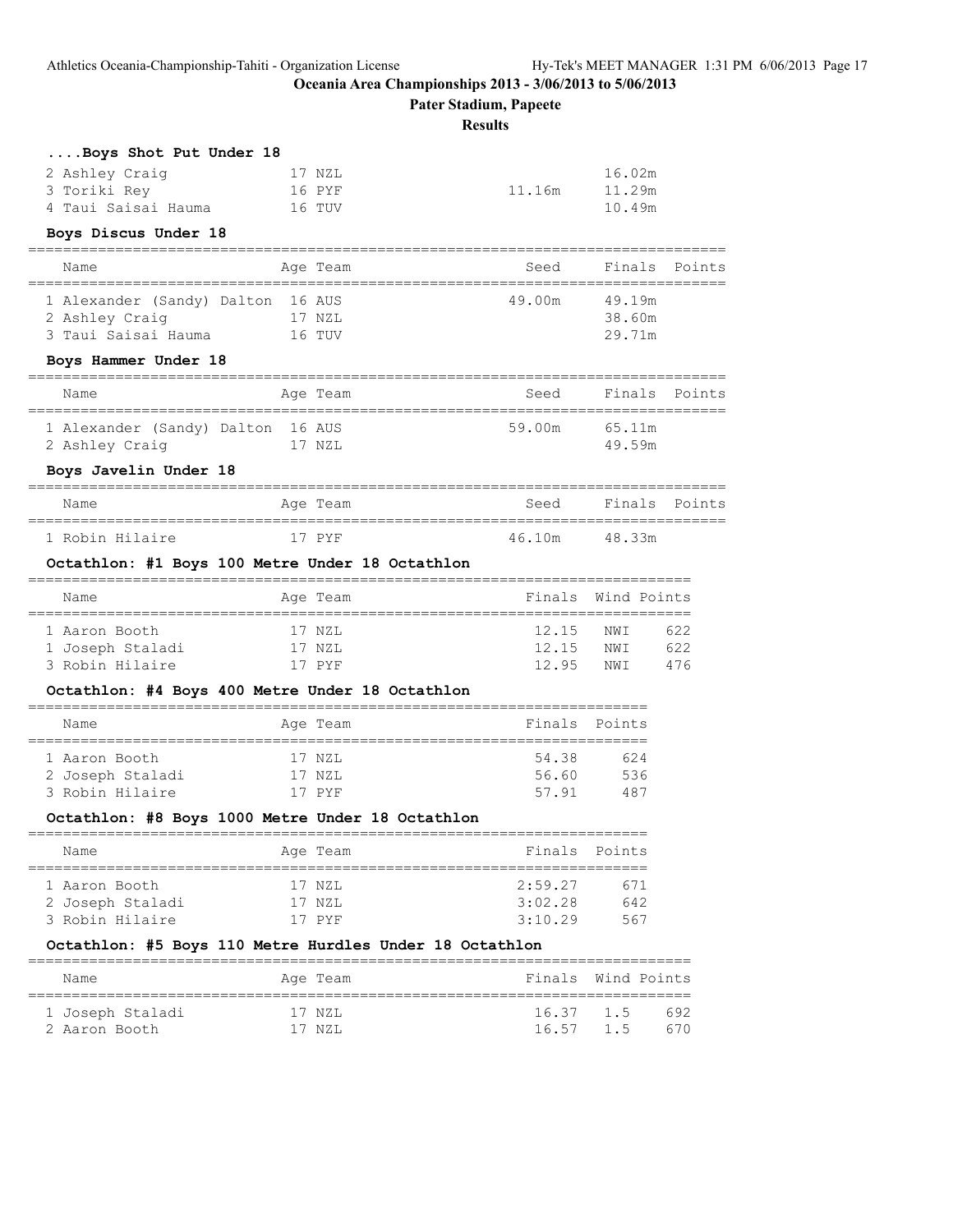## Oceania Area Championships 2013 - 3/06/2013 to 5/06/2013

**Pater Stadium, Papeete**

**Results**

### ....Boys Shot Put Under 18

| Name | Age | Team | Seed | Finals | Points |
|---|---|---|---|---|---|
| 2 Ashley Craig | 17 | NZL | | 16.02m | |
| 3 Toriki Rey | 16 | PYF | 11.16m | 11.29m | |
| 4 Taui Saisai Hauma | 16 | TUV | | 10.49m | |

### Boys Discus Under 18

| Name | Age | Team | Seed | Finals | Points |
|---|---|---|---|---|---|
| 1 Alexander (Sandy) Dalton | 16 | AUS | 49.00m | 49.19m | |
| 2 Ashley Craig | 17 | NZL | | 38.60m | |
| 3 Taui Saisai Hauma | 16 | TUV | | 29.71m | |

### Boys Hammer Under 18

| Name | Age | Team | Seed | Finals | Points |
|---|---|---|---|---|---|
| 1 Alexander (Sandy) Dalton | 16 | AUS | 59.00m | 65.11m | |
| 2 Ashley Craig | 17 | NZL | | 49.59m | |

### Boys Javelin Under 18

| Name | Age | Team | Seed | Finals | Points |
|---|---|---|---|---|---|
| 1 Robin Hilaire | 17 | PYF | 46.10m | 48.33m | |

### Octathlon: #1 Boys 100 Metre Under 18 Octathlon

| Name | Age | Team | Finals | Wind | Points |
|---|---|---|---|---|---|
| 1 Aaron Booth | 17 | NZL | 12.15 | NWI | 622 |
| 1 Joseph Staladi | 17 | NZL | 12.15 | NWI | 622 |
| 3 Robin Hilaire | 17 | PYF | 12.95 | NWI | 476 |

### Octathlon: #4 Boys 400 Metre Under 18 Octathlon

| Name | Age | Team | Finals | Points |
|---|---|---|---|---|
| 1 Aaron Booth | 17 | NZL | 54.38 | 624 |
| 2 Joseph Staladi | 17 | NZL | 56.60 | 536 |
| 3 Robin Hilaire | 17 | PYF | 57.91 | 487 |

### Octathlon: #8 Boys 1000 Metre Under 18 Octathlon

| Name | Age | Team | Finals | Points |
|---|---|---|---|---|
| 1 Aaron Booth | 17 | NZL | 2:59.27 | 671 |
| 2 Joseph Staladi | 17 | NZL | 3:02.28 | 642 |
| 3 Robin Hilaire | 17 | PYF | 3:10.29 | 567 |

### Octathlon: #5 Boys 110 Metre Hurdles Under 18 Octathlon

| Name | Age | Team | Finals | Wind | Points |
|---|---|---|---|---|---|
| 1 Joseph Staladi | 17 | NZL | 16.37 | 1.5 | 692 |
| 2 Aaron Booth | 17 | NZL | 16.57 | 1.5 | 670 |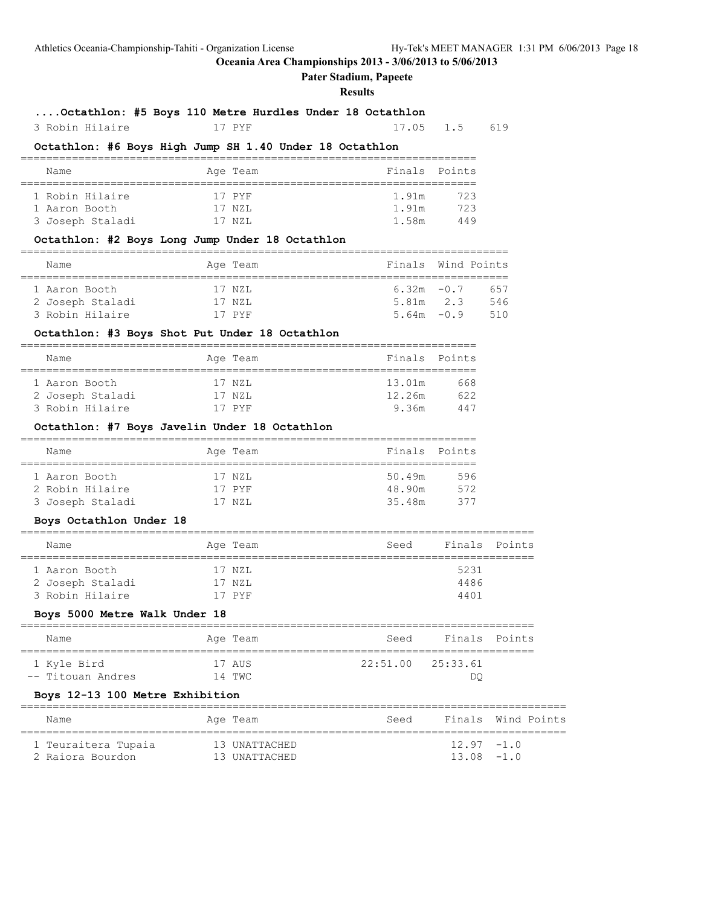## Oceania Area Championships 2013 - 3/06/2013 to 5/06/2013

### Pater Stadium, Papeete

### Results

#### ....Octathlon: #5 Boys 110 Metre Hurdles Under 18 Octathlon

| Name | Age | Team | Finals | Wind | Points |
|---|---|---|---|---|---|
| 3 Robin Hilaire | 17 | PYF | 17.05 | 1.5 | 619 |

#### Octathlon: #6 Boys High Jump SH 1.40 Under 18 Octathlon

| Name | Age | Team | Finals | Points |
|---|---|---|---|---|
| 1 Robin Hilaire | 17 | PYF | 1.91m | 723 |
| 1 Aaron Booth | 17 | NZL | 1.91m | 723 |
| 3 Joseph Staladi | 17 | NZL | 1.58m | 449 |

#### Octathlon: #2 Boys Long Jump Under 18 Octathlon

| Name | Age | Team | Finals | Wind | Points |
|---|---|---|---|---|---|
| 1 Aaron Booth | 17 | NZL | 6.32m | -0.7 | 657 |
| 2 Joseph Staladi | 17 | NZL | 5.81m | 2.3 | 546 |
| 3 Robin Hilaire | 17 | PYF | 5.64m | -0.9 | 510 |

#### Octathlon: #3 Boys Shot Put Under 18 Octathlon

| Name | Age | Team | Finals | Points |
|---|---|---|---|---|
| 1 Aaron Booth | 17 | NZL | 13.01m | 668 |
| 2 Joseph Staladi | 17 | NZL | 12.26m | 622 |
| 3 Robin Hilaire | 17 | PYF | 9.36m | 447 |

#### Octathlon: #7 Boys Javelin Under 18 Octathlon

| Name | Age | Team | Finals | Points |
|---|---|---|---|---|
| 1 Aaron Booth | 17 | NZL | 50.49m | 596 |
| 2 Robin Hilaire | 17 | PYF | 48.90m | 572 |
| 3 Joseph Staladi | 17 | NZL | 35.48m | 377 |

#### Boys Octathlon Under 18

| Name | Age | Team | Seed | Finals | Points |
|---|---|---|---|---|---|
| 1 Aaron Booth | 17 | NZL | | 5231 | |
| 2 Joseph Staladi | 17 | NZL | | 4486 | |
| 3 Robin Hilaire | 17 | PYF | | 4401 | |

#### Boys 5000 Metre Walk Under 18

| Name | Age | Team | Seed | Finals | Points |
|---|---|---|---|---|---|
| 1 Kyle Bird | 17 | AUS | 22:51.00 | 25:33.61 | |
| -- Titouan Andres | 14 | TWC | | DQ | |

#### Boys 12-13 100 Metre Exhibition

| Name | Age | Team | Seed | Finals | Wind | Points |
|---|---|---|---|---|---|---|
| 1 Teuraitera Tupaia | 13 | UNATTACHED | | 12.97 | -1.0 | |
| 2 Raiora Bourdon | 13 | UNATTACHED | | 13.08 | -1.0 | |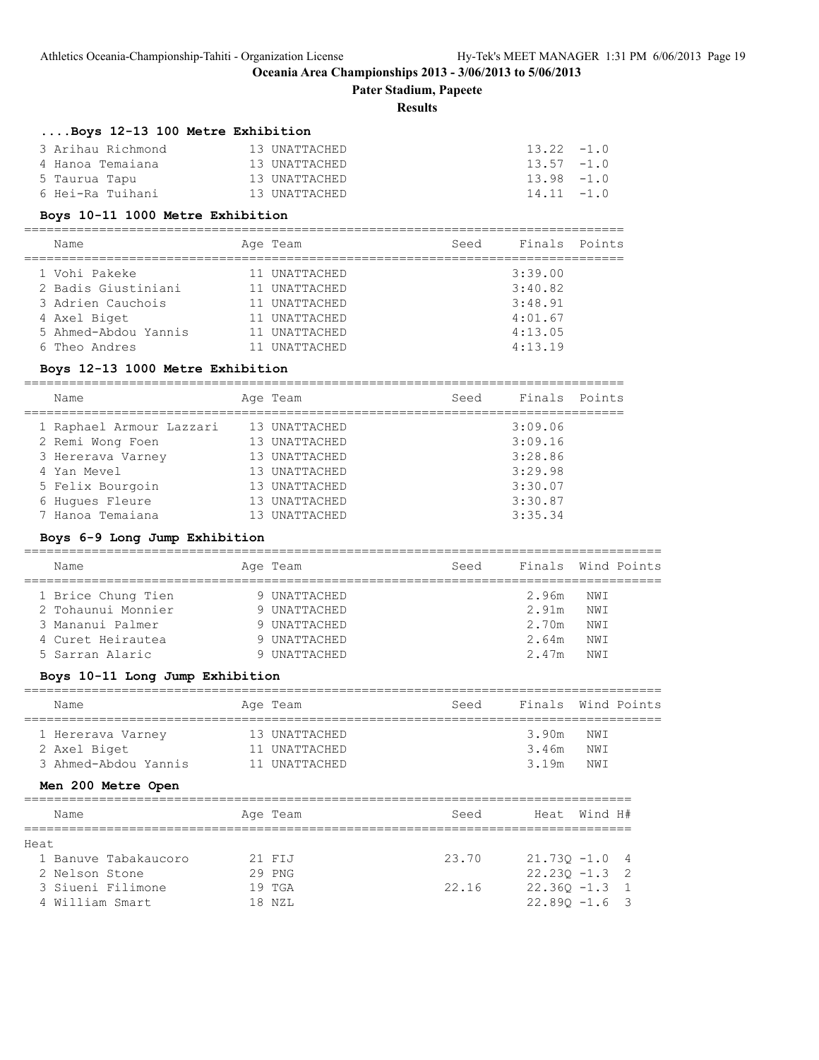**Oceania Area Championships 2013 - 3/06/2013 to 5/06/2013**

**Pater Stadium, Papeete**

**Results**

### ....Boys 12-13 100 Metre Exhibition

| Name | Age | Team | Finals | Wind |
|---|---|---|---|---|
| 3 Arihau Richmond | 13 | UNATTACHED | 13.22 | -1.0 |
| 4 Hanoa Temaiana | 13 | UNATTACHED | 13.57 | -1.0 |
| 5 Taurua Tapu | 13 | UNATTACHED | 13.98 | -1.0 |
| 6 Hei-Ra Tuihani | 13 | UNATTACHED | 14.11 | -1.0 |

### Boys 10-11 1000 Metre Exhibition

| Name | Age | Team | Seed | Finals | Points |
|---|---|---|---|---|---|
| 1 Vohi Pakeke | 11 | UNATTACHED | | 3:39.00 | |
| 2 Badis Giustiniani | 11 | UNATTACHED | | 3:40.82 | |
| 3 Adrien Cauchois | 11 | UNATTACHED | | 3:48.91 | |
| 4 Axel Biget | 11 | UNATTACHED | | 4:01.67 | |
| 5 Ahmed-Abdou Yannis | 11 | UNATTACHED | | 4:13.05 | |
| 6 Theo Andres | 11 | UNATTACHED | | 4:13.19 | |

### Boys 12-13 1000 Metre Exhibition

| Name | Age | Team | Seed | Finals | Points |
|---|---|---|---|---|---|
| 1 Raphael Armour Lazzari | 13 | UNATTACHED | | 3:09.06 | |
| 2 Remi Wong Foen | 13 | UNATTACHED | | 3:09.16 | |
| 3 Hererava Varney | 13 | UNATTACHED | | 3:28.86 | |
| 4 Yan Mevel | 13 | UNATTACHED | | 3:29.98 | |
| 5 Felix Bourgoin | 13 | UNATTACHED | | 3:30.07 | |
| 6 Hugues Fleure | 13 | UNATTACHED | | 3:30.87 | |
| 7 Hanoa Temaiana | 13 | UNATTACHED | | 3:35.34 | |

### Boys 6-9 Long Jump Exhibition

| Name | Age | Team | Seed | Finals | Wind | Points |
|---|---|---|---|---|---|---|
| 1 Brice Chung Tien | 9 | UNATTACHED | | 2.96m | NWI | |
| 2 Tohaunui Monnier | 9 | UNATTACHED | | 2.91m | NWI | |
| 3 Mananui Palmer | 9 | UNATTACHED | | 2.70m | NWI | |
| 4 Curet Heirautea | 9 | UNATTACHED | | 2.64m | NWI | |
| 5 Sarran Alaric | 9 | UNATTACHED | | 2.47m | NWI | |

### Boys 10-11 Long Jump Exhibition

| Name | Age | Team | Seed | Finals | Wind | Points |
|---|---|---|---|---|---|---|
| 1 Hererava Varney | 13 | UNATTACHED | | 3.90m | NWI | |
| 2 Axel Biget | 11 | UNATTACHED | | 3.46m | NWI | |
| 3 Ahmed-Abdou Yannis | 11 | UNATTACHED | | 3.19m | NWI | |

### Men 200 Metre Open

| Name | Age | Team | Seed | Heat | Wind | H# |
|---|---|---|---|---|---|---|
| **Heat** | | | | | | |
| 1 Banuve Tabakaucoro | 21 | FIJ | 23.70 | 21.73Q | -1.0 | 4 |
| 2 Nelson Stone | 29 | PNG | | 22.23Q | -1.3 | 2 |
| 3 Siueni Filimone | 19 | TGA | 22.16 | 22.36Q | -1.3 | 1 |
| 4 William Smart | 18 | NZL | | 22.89Q | -1.6 | 3 |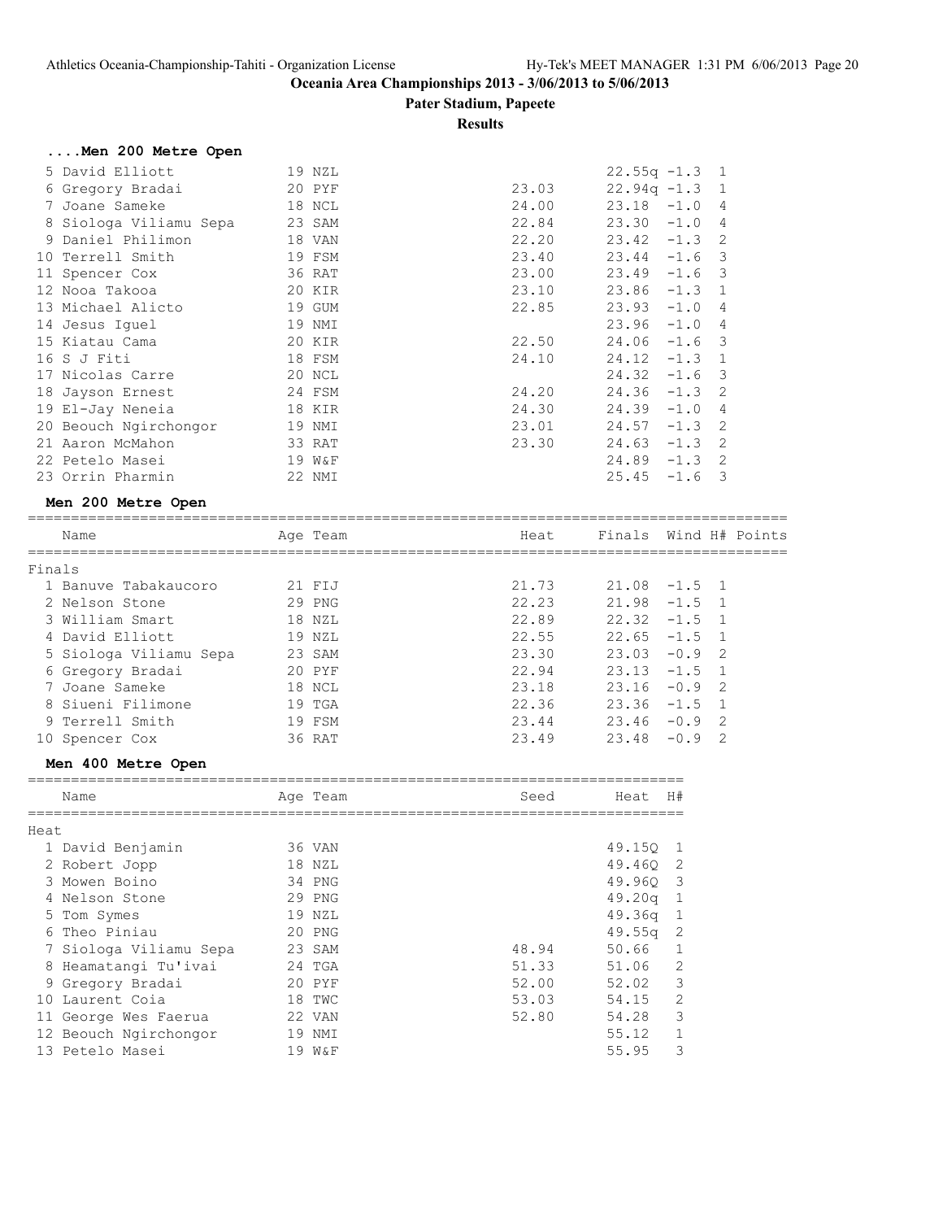**Oceania Area Championships 2013 - 3/06/2013 to 5/06/2013**

**Pater Stadium, Papeete**

**Results**

### ....Men 200 Metre Open

| Place | Name | Age | Team | Seed | Heat | Wind | H# |
|---|---|---|---|---|---|---|---|
| 5 | David Elliott | 19 | NZL | | 22.55q | -1.3 | 1 |
| 6 | Gregory Bradai | 20 | PYF | 23.03 | 22.94q | -1.3 | 1 |
| 7 | Joane Sameke | 18 | NCL | 24.00 | 23.18 | -1.0 | 4 |
| 8 | Siologa Viliamu Sepa | 23 | SAM | 22.84 | 23.30 | -1.0 | 4 |
| 9 | Daniel Philimon | 18 | VAN | 22.20 | 23.42 | -1.3 | 2 |
| 10 | Terrell Smith | 19 | FSM | 23.40 | 23.44 | -1.6 | 3 |
| 11 | Spencer Cox | 36 | RAT | 23.00 | 23.49 | -1.6 | 3 |
| 12 | Nooa Takooa | 20 | KIR | 23.10 | 23.86 | -1.3 | 1 |
| 13 | Michael Alicto | 19 | GUM | 22.85 | 23.93 | -1.0 | 4 |
| 14 | Jesus Iguel | 19 | NMI | | 23.96 | -1.0 | 4 |
| 15 | Kiatau Cama | 20 | KIR | 22.50 | 24.06 | -1.6 | 3 |
| 16 | S J Fiti | 18 | FSM | 24.10 | 24.12 | -1.3 | 1 |
| 17 | Nicolas Carre | 20 | NCL | | 24.32 | -1.6 | 3 |
| 18 | Jayson Ernest | 24 | FSM | 24.20 | 24.36 | -1.3 | 2 |
| 19 | El-Jay Neneia | 18 | KIR | 24.30 | 24.39 | -1.0 | 4 |
| 20 | Beouch Ngirchongor | 19 | NMI | 23.01 | 24.57 | -1.3 | 2 |
| 21 | Aaron McMahon | 33 | RAT | 23.30 | 24.63 | -1.3 | 2 |
| 22 | Petelo Masei | 19 | W&F | | 24.89 | -1.3 | 2 |
| 23 | Orrin Pharmin | 22 | NMI | | 25.45 | -1.6 | 3 |

### Men 200 Metre Open

| Place | Name | Age | Team | Heat | Finals | Wind | H# | Points |
|---|---|---|---|---|---|---|---|---|
| **Finals** | | | | | | | | |
| 1 | Banuve Tabakaucoro | 21 | FIJ | 21.73 | 21.08 | -1.5 | 1 | |
| 2 | Nelson Stone | 29 | PNG | 22.23 | 21.98 | -1.5 | 1 | |
| 3 | William Smart | 18 | NZL | 22.89 | 22.32 | -1.5 | 1 | |
| 4 | David Elliott | 19 | NZL | 22.55 | 22.65 | -1.5 | 1 | |
| 5 | Siologa Viliamu Sepa | 23 | SAM | 23.30 | 23.03 | -0.9 | 2 | |
| 6 | Gregory Bradai | 20 | PYF | 22.94 | 23.13 | -1.5 | 1 | |
| 7 | Joane Sameke | 18 | NCL | 23.18 | 23.16 | -0.9 | 2 | |
| 8 | Siueni Filimone | 19 | TGA | 22.36 | 23.36 | -1.5 | 1 | |
| 9 | Terrell Smith | 19 | FSM | 23.44 | 23.46 | -0.9 | 2 | |
| 10 | Spencer Cox | 36 | RAT | 23.49 | 23.48 | -0.9 | 2 | |

### Men 400 Metre Open

| Place | Name | Age | Team | Seed | Heat | H# |
|---|---|---|---|---|---|---|
| **Heat** | | | | | | |
| 1 | David Benjamin | 36 | VAN | | 49.15Q | 1 |
| 2 | Robert Jopp | 18 | NZL | | 49.46Q | 2 |
| 3 | Mowen Boino | 34 | PNG | | 49.96Q | 3 |
| 4 | Nelson Stone | 29 | PNG | | 49.20q | 1 |
| 5 | Tom Symes | 19 | NZL | | 49.36q | 1 |
| 6 | Theo Piniau | 20 | PNG | | 49.55q | 2 |
| 7 | Siologa Viliamu Sepa | 23 | SAM | 48.94 | 50.66 | 1 |
| 8 | Heamatangi Tu'ivai | 24 | TGA | 51.33 | 51.06 | 2 |
| 9 | Gregory Bradai | 20 | PYF | 52.00 | 52.02 | 3 |
| 10 | Laurent Coia | 18 | TWC | 53.03 | 54.15 | 2 |
| 11 | George Wes Faerua | 22 | VAN | 52.80 | 54.28 | 3 |
| 12 | Beouch Ngirchongor | 19 | NMI | | 55.12 | 1 |
| 13 | Petelo Masei | 19 | W&F | | 55.95 | 3 |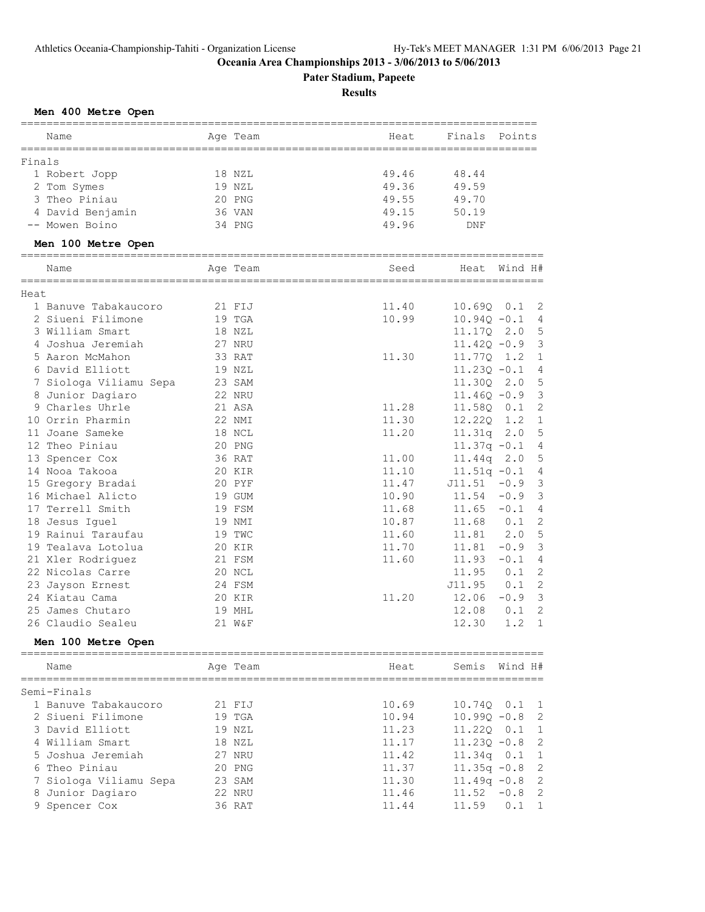# Oceania Area Championships 2013 - 3/06/2013 to 5/06/2013

**Pater Stadium, Papeete**

**Results**

## Men 400 Metre Open

| Name | Age | Team | Heat | Finals | Points |
|---|---|---|---|---|---|
| **Finals** | | | | | |
| 1 Robert Jopp | 18 | NZL | 49.46 | 48.44 | |
| 2 Tom Symes | 19 | NZL | 49.36 | 49.59 | |
| 3 Theo Piniau | 20 | PNG | 49.55 | 49.70 | |
| 4 David Benjamin | 36 | VAN | 49.15 | 50.19 | |
| -- Mowen Boino | 34 | PNG | 49.96 | DNF | |

## Men 100 Metre Open

| Name | Age | Team | Seed | Heat | Wind | H# |
|---|---|---|---|---|---|---|
| **Heat** | | | | | | |
| 1 Banuve Tabakaucoro | 21 | FIJ | 11.40 | 10.69Q | 0.1 | 2 |
| 2 Siueni Filimone | 19 | TGA | 10.99 | 10.94Q | -0.1 | 4 |
| 3 William Smart | 18 | NZL | | 11.17Q | 2.0 | 5 |
| 4 Joshua Jeremiah | 27 | NRU | | 11.42Q | -0.9 | 3 |
| 5 Aaron McMahon | 33 | RAT | 11.30 | 11.77Q | 1.2 | 1 |
| 6 David Elliott | 19 | NZL | | 11.23Q | -0.1 | 4 |
| 7 Siologa Viliamu Sepa | 23 | SAM | | 11.30Q | 2.0 | 5 |
| 8 Junior Dagiaro | 22 | NRU | | 11.46Q | -0.9 | 3 |
| 9 Charles Uhrle | 21 | ASA | 11.28 | 11.58Q | 0.1 | 2 |
| 10 Orrin Pharmin | 22 | NMI | 11.30 | 12.22Q | 1.2 | 1 |
| 11 Joane Sameke | 18 | NCL | 11.20 | 11.31q | 2.0 | 5 |
| 12 Theo Piniau | 20 | PNG | | 11.37q | -0.1 | 4 |
| 13 Spencer Cox | 36 | RAT | 11.00 | 11.44q | 2.0 | 5 |
| 14 Nooa Takooa | 20 | KIR | 11.10 | 11.51q | -0.1 | 4 |
| 15 Gregory Bradai | 20 | PYF | 11.47 | J11.51 | -0.9 | 3 |
| 16 Michael Alicto | 19 | GUM | 10.90 | 11.54 | -0.9 | 3 |
| 17 Terrell Smith | 19 | FSM | 11.68 | 11.65 | -0.1 | 4 |
| 18 Jesus Iguel | 19 | NMI | 10.87 | 11.68 | 0.1 | 2 |
| 19 Rainui Taraufau | 19 | TWC | 11.60 | 11.81 | 2.0 | 5 |
| 19 Tealava Lotolua | 20 | KIR | 11.70 | 11.81 | -0.9 | 3 |
| 21 Xler Rodriguez | 21 | FSM | 11.60 | 11.93 | -0.1 | 4 |
| 22 Nicolas Carre | 20 | NCL | | 11.95 | 0.1 | 2 |
| 23 Jayson Ernest | 24 | FSM | | J11.95 | 0.1 | 2 |
| 24 Kiatau Cama | 20 | KIR | 11.20 | 12.06 | -0.9 | 3 |
| 25 James Chutaro | 19 | MHL | | 12.08 | 0.1 | 2 |
| 26 Claudio Sealeu | 21 | W&F | | 12.30 | 1.2 | 1 |

## Men 100 Metre Open

| Name | Age | Team | Heat | Semis | Wind | H# |
|---|---|---|---|---|---|---|
| **Semi-Finals** | | | | | | |
| 1 Banuve Tabakaucoro | 21 | FIJ | 10.69 | 10.74Q | 0.1 | 1 |
| 2 Siueni Filimone | 19 | TGA | 10.94 | 10.99Q | -0.8 | 2 |
| 3 David Elliott | 19 | NZL | 11.23 | 11.22Q | 0.1 | 1 |
| 4 William Smart | 18 | NZL | 11.17 | 11.23Q | -0.8 | 2 |
| 5 Joshua Jeremiah | 27 | NRU | 11.42 | 11.34q | 0.1 | 1 |
| 6 Theo Piniau | 20 | PNG | 11.37 | 11.35q | -0.8 | 2 |
| 7 Siologa Viliamu Sepa | 23 | SAM | 11.30 | 11.49q | -0.8 | 2 |
| 8 Junior Dagiaro | 22 | NRU | 11.46 | 11.52 | -0.8 | 2 |
| 9 Spencer Cox | 36 | RAT | 11.44 | 11.59 | 0.1 | 1 |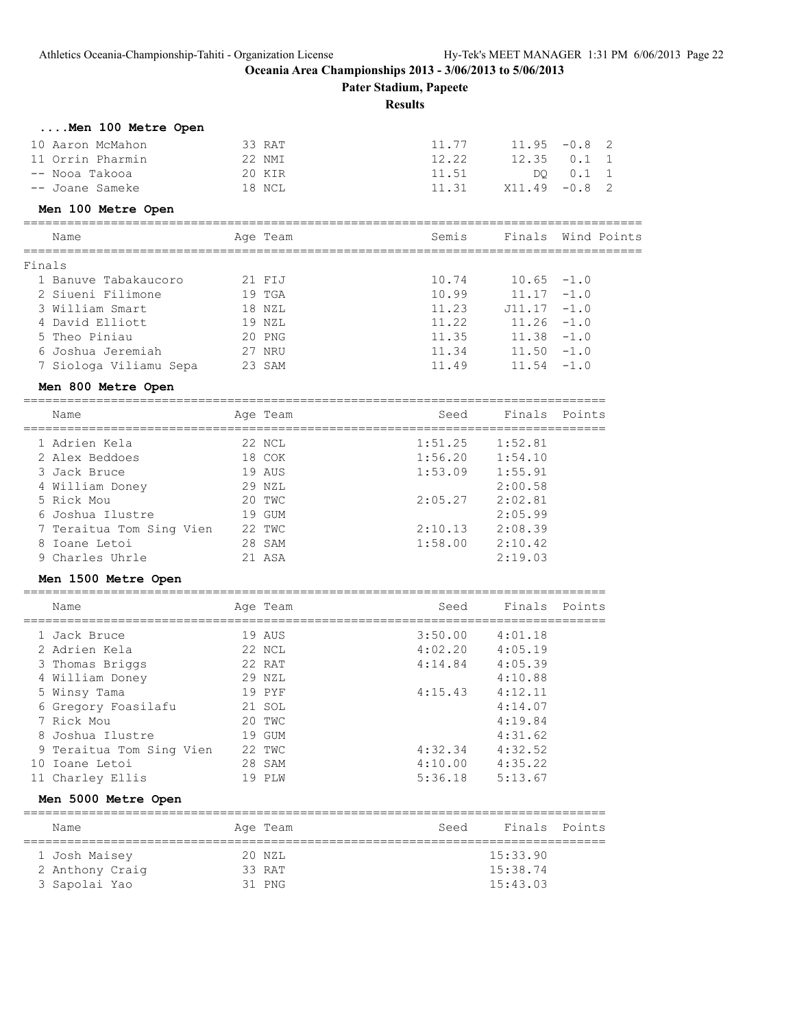# Oceania Area Championships 2013 - 3/06/2013 to 5/06/2013

## Pater Stadium, Papeete

## Results

### ....Men 100 Metre Open

| Place | Name | Age | Team | Semis | Finals | Wind | Points |
|---|---|---|---|---|---|---|---|
| 10 | Aaron McMahon | 33 | RAT | 11.77 | 11.95 | -0.8 | 2 |
| 11 | Orrin Pharmin | 22 | NMI | 12.22 | 12.35 | 0.1 | 1 |
| -- | Nooa Takooa | 20 | KIR | 11.51 | DQ | 0.1 | 1 |
| -- | Joane Sameke | 18 | NCL | 11.31 | X11.49 | -0.8 | 2 |

### Men 100 Metre Open

| Place | Name | Age | Team | Semis | Finals | Wind | Points |
|---|---|---|---|---|---|---|---|
| **Finals** | | | | | | | |
| 1 | Banuve Tabakaucoro | 21 | FIJ | 10.74 | 10.65 | -1.0 | |
| 2 | Siueni Filimone | 19 | TGA | 10.99 | 11.17 | -1.0 | |
| 3 | William Smart | 18 | NZL | 11.23 | J11.17 | -1.0 | |
| 4 | David Elliott | 19 | NZL | 11.22 | 11.26 | -1.0 | |
| 5 | Theo Piniau | 20 | PNG | 11.35 | 11.38 | -1.0 | |
| 6 | Joshua Jeremiah | 27 | NRU | 11.34 | 11.50 | -1.0 | |
| 7 | Siologa Viliamu Sepa | 23 | SAM | 11.49 | 11.54 | -1.0 | |

### Men 800 Metre Open

| Place | Name | Age | Team | Seed | Finals | Points |
|---|---|---|---|---|---|---|
| 1 | Adrien Kela | 22 | NCL | 1:51.25 | 1:52.81 | |
| 2 | Alex Beddoes | 18 | COK | 1:56.20 | 1:54.10 | |
| 3 | Jack Bruce | 19 | AUS | 1:53.09 | 1:55.91 | |
| 4 | William Doney | 29 | NZL | | 2:00.58 | |
| 5 | Rick Mou | 20 | TWC | 2:05.27 | 2:02.81 | |
| 6 | Joshua Ilustre | 19 | GUM | | 2:05.99 | |
| 7 | Teraitua Tom Sing Vien | 22 | TWC | 2:10.13 | 2:08.39 | |
| 8 | Ioane Letoi | 28 | SAM | 1:58.00 | 2:10.42 | |
| 9 | Charles Uhrle | 21 | ASA | | 2:19.03 | |

### Men 1500 Metre Open

| Place | Name | Age | Team | Seed | Finals | Points |
|---|---|---|---|---|---|---|
| 1 | Jack Bruce | 19 | AUS | 3:50.00 | 4:01.18 | |
| 2 | Adrien Kela | 22 | NCL | 4:02.20 | 4:05.19 | |
| 3 | Thomas Briggs | 22 | RAT | 4:14.84 | 4:05.39 | |
| 4 | William Doney | 29 | NZL | | 4:10.88 | |
| 5 | Winsy Tama | 19 | PYF | 4:15.43 | 4:12.11 | |
| 6 | Gregory Foasilafu | 21 | SOL | | 4:14.07 | |
| 7 | Rick Mou | 20 | TWC | | 4:19.84 | |
| 8 | Joshua Ilustre | 19 | GUM | | 4:31.62 | |
| 9 | Teraitua Tom Sing Vien | 22 | TWC | 4:32.34 | 4:32.52 | |
| 10 | Ioane Letoi | 28 | SAM | 4:10.00 | 4:35.22 | |
| 11 | Charley Ellis | 19 | PLW | 5:36.18 | 5:13.67 | |

### Men 5000 Metre Open

| Place | Name | Age | Team | Seed | Finals | Points |
|---|---|---|---|---|---|---|
| 1 | Josh Maisey | 20 | NZL | | 15:33.90 | |
| 2 | Anthony Craig | 33 | RAT | | 15:38.74 | |
| 3 | Sapolai Yao | 31 | PNG | | 15:43.03 | |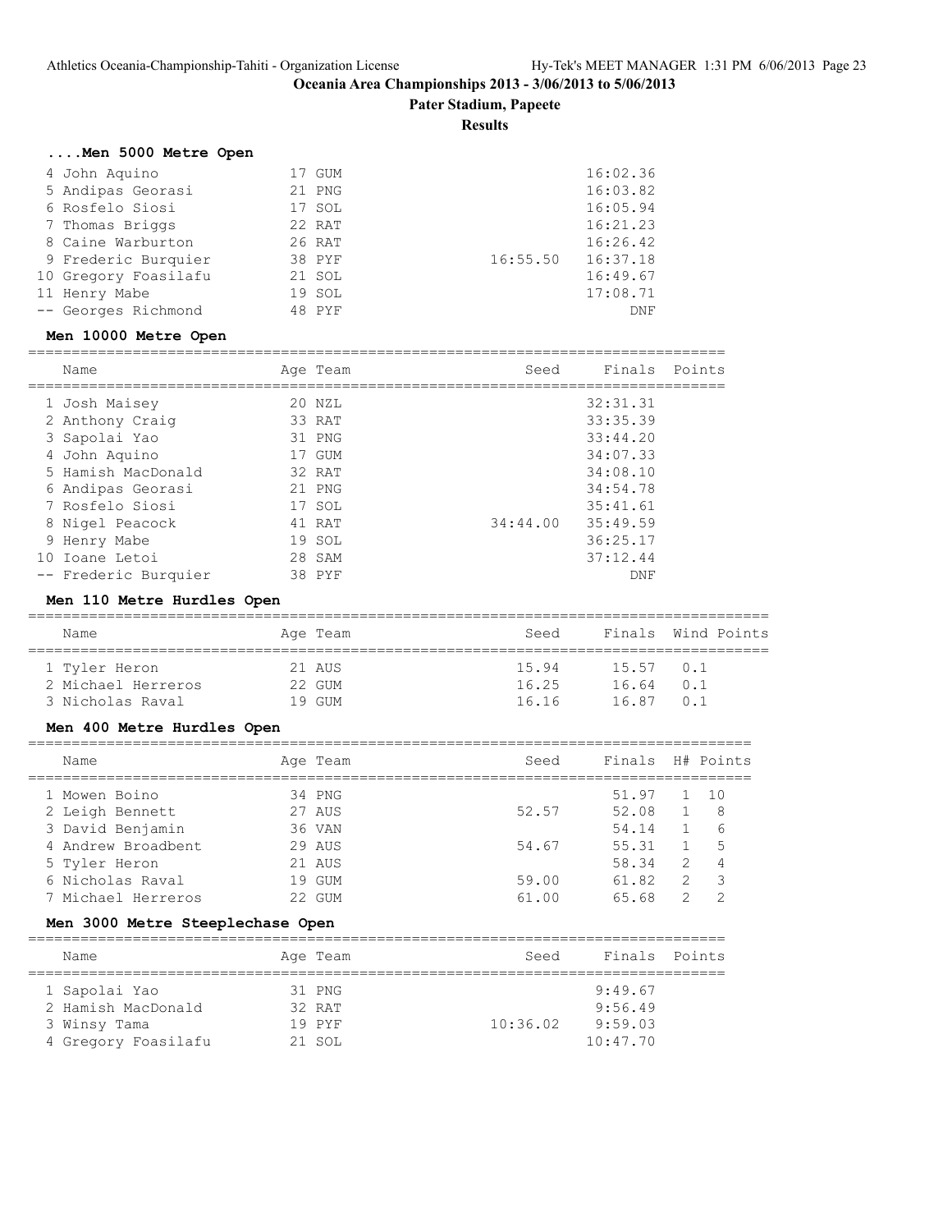# Oceania Area Championships 2013 - 3/06/2013 to 5/06/2013

## Pater Stadium, Papeete

### Results

#### ....Men 5000 Metre Open

| Name | Age | Team | Seed | Finals |
|---|---|---|---|---|
| 4 John Aquino | 17 | GUM | | 16:02.36 |
| 5 Andipas Georasi | 21 | PNG | | 16:03.82 |
| 6 Rosfelo Siosi | 17 | SOL | | 16:05.94 |
| 7 Thomas Briggs | 22 | RAT | | 16:21.23 |
| 8 Caine Warburton | 26 | RAT | | 16:26.42 |
| 9 Frederic Burquier | 38 | PYF | 16:55.50 | 16:37.18 |
| 10 Gregory Foasilafu | 21 | SOL | | 16:49.67 |
| 11 Henry Mabe | 19 | SOL | | 17:08.71 |
| -- Georges Richmond | 48 | PYF | | DNF |

#### Men 10000 Metre Open

| Name | Age | Team | Seed | Finals | Points |
|---|---|---|---|---|---|
| 1 Josh Maisey | 20 | NZL | | 32:31.31 | |
| 2 Anthony Craig | 33 | RAT | | 33:35.39 | |
| 3 Sapolai Yao | 31 | PNG | | 33:44.20 | |
| 4 John Aquino | 17 | GUM | | 34:07.33 | |
| 5 Hamish MacDonald | 32 | RAT | | 34:08.10 | |
| 6 Andipas Georasi | 21 | PNG | | 34:54.78 | |
| 7 Rosfelo Siosi | 17 | SOL | | 35:41.61 | |
| 8 Nigel Peacock | 41 | RAT | 34:44.00 | 35:49.59 | |
| 9 Henry Mabe | 19 | SOL | | 36:25.17 | |
| 10 Ioane Letoi | 28 | SAM | | 37:12.44 | |
| -- Frederic Burquier | 38 | PYF | | DNF | |

#### Men 110 Metre Hurdles Open

| Name | Age | Team | Seed | Finals | Wind | Points |
|---|---|---|---|---|---|---|
| 1 Tyler Heron | 21 | AUS | 15.94 | 15.57 | 0.1 | |
| 2 Michael Herreros | 22 | GUM | 16.25 | 16.64 | 0.1 | |
| 3 Nicholas Raval | 19 | GUM | 16.16 | 16.87 | 0.1 | |

#### Men 400 Metre Hurdles Open

| Name | Age | Team | Seed | Finals | H# | Points |
|---|---|---|---|---|---|---|
| 1 Mowen Boino | 34 | PNG | | 51.97 | 1 | 10 |
| 2 Leigh Bennett | 27 | AUS | 52.57 | 52.08 | 1 | 8 |
| 3 David Benjamin | 36 | VAN | | 54.14 | 1 | 6 |
| 4 Andrew Broadbent | 29 | AUS | 54.67 | 55.31 | 1 | 5 |
| 5 Tyler Heron | 21 | AUS | | 58.34 | 2 | 4 |
| 6 Nicholas Raval | 19 | GUM | 59.00 | 61.82 | 2 | 3 |
| 7 Michael Herreros | 22 | GUM | 61.00 | 65.68 | 2 | 2 |

#### Men 3000 Metre Steeplechase Open

| Name | Age | Team | Seed | Finals | Points |
|---|---|---|---|---|---|
| 1 Sapolai Yao | 31 | PNG | | 9:49.67 | |
| 2 Hamish MacDonald | 32 | RAT | | 9:56.49 | |
| 3 Winsy Tama | 19 | PYF | 10:36.02 | 9:59.03 | |
| 4 Gregory Foasilafu | 21 | SOL | | 10:47.70 | |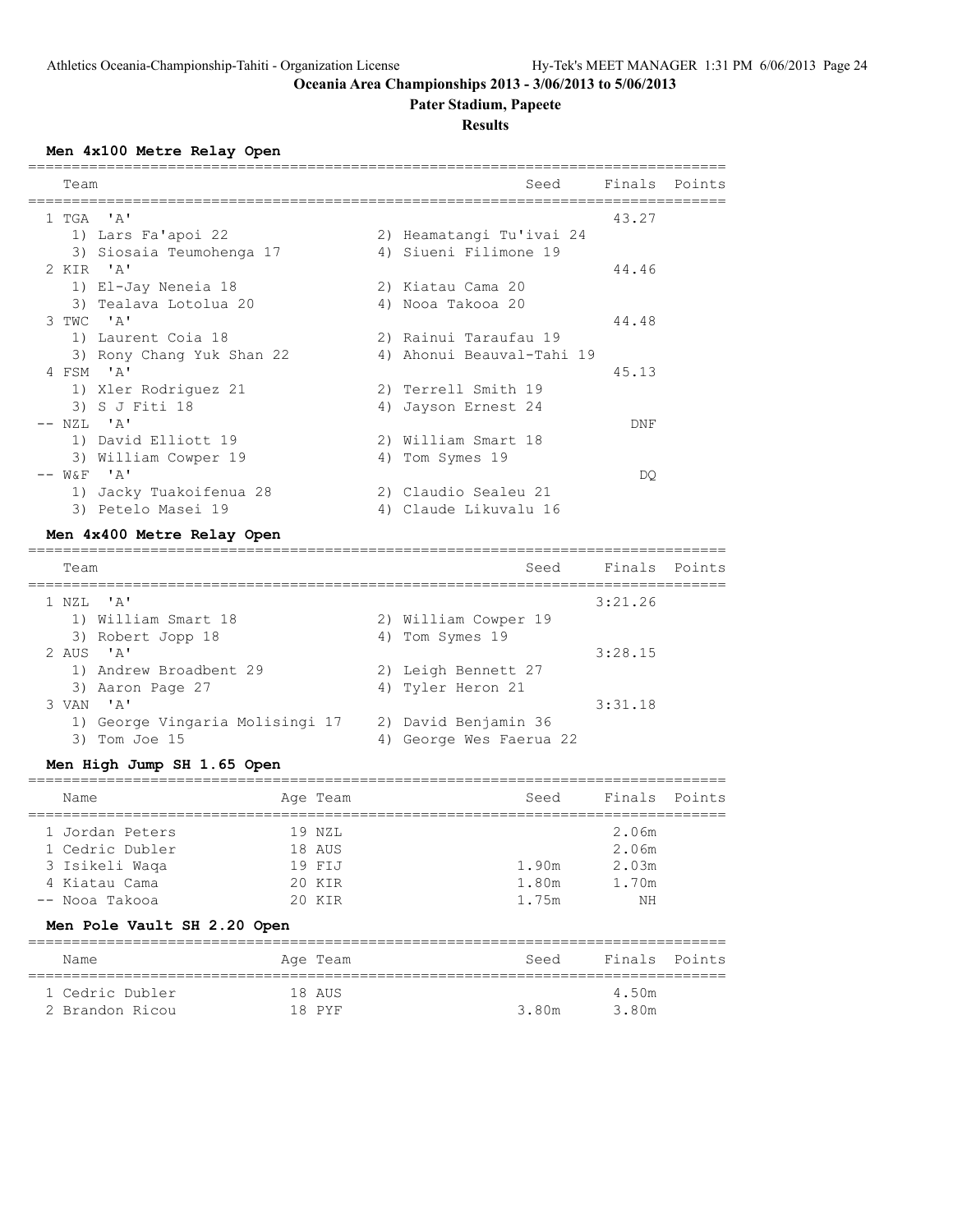**Oceania Area Championships 2013 - 3/06/2013 to 5/06/2013**

**Pater Stadium, Papeete**

**Results**

### Men 4x100 Metre Relay Open

| Place | Team | Seed | Finals | Points |
|---|---|---|---|---|
| 1 | TGA 'A' | | 43.27 | |
| | 1) Lars Fa'apoi 22; 2) Heamatangi Tu'ivai 24; 3) Siosaia Teumohenga 17; 4) Siueni Filimone 19 | | | |
| 2 | KIR 'A' | | 44.46 | |
| | 1) El-Jay Neneia 18; 2) Kiatau Cama 20; 3) Tealava Lotolua 20; 4) Nooa Takooa 20 | | | |
| 3 | TWC 'A' | | 44.48 | |
| | 1) Laurent Coia 18; 2) Rainui Taraufau 19; 3) Rony Chang Yuk Shan 22; 4) Ahonui Beauval-Tahi 19 | | | |
| 4 | FSM 'A' | | 45.13 | |
| | 1) Xler Rodriguez 21; 2) Terrell Smith 19; 3) S J Fiti 18; 4) Jayson Ernest 24 | | | |
| -- | NZL 'A' | | DNF | |
| | 1) David Elliott 19; 2) William Smart 18; 3) William Cowper 19; 4) Tom Symes 19 | | | |
| -- | W&F 'A' | | DQ | |
| | 1) Jacky Tuakoifenua 28; 2) Claudio Sealeu 21; 3) Petelo Masei 19; 4) Claude Likuvalu 16 | | | |

### Men 4x400 Metre Relay Open

| Place | Team | Seed | Finals | Points |
|---|---|---|---|---|
| 1 | NZL 'A' | | 3:21.26 | |
| | 1) William Smart 18; 2) William Cowper 19; 3) Robert Jopp 18; 4) Tom Symes 19 | | | |
| 2 | AUS 'A' | | 3:28.15 | |
| | 1) Andrew Broadbent 29; 2) Leigh Bennett 27; 3) Aaron Page 27; 4) Tyler Heron 21 | | | |
| 3 | VAN 'A' | | 3:31.18 | |
| | 1) George Vingaria Molisingi 17; 2) David Benjamin 36; 3) Tom Joe 15; 4) George Wes Faerua 22 | | | |

### Men High Jump SH 1.65 Open

| Place | Name | Age | Team | Seed | Finals | Points |
|---|---|---|---|---|---|---|
| 1 | Jordan Peters | 19 | NZL | | 2.06m | |
| 1 | Cedric Dubler | 18 | AUS | | 2.06m | |
| 3 | Isikeli Waqa | 19 | FIJ | 1.90m | 2.03m | |
| 4 | Kiatau Cama | 20 | KIR | 1.80m | 1.70m | |
| -- | Nooa Takooa | 20 | KIR | 1.75m | NH | |

### Men Pole Vault SH 2.20 Open

| Place | Name | Age | Team | Seed | Finals | Points |
|---|---|---|---|---|---|---|
| 1 | Cedric Dubler | 18 | AUS | | 4.50m | |
| 2 | Brandon Ricou | 18 | PYF | 3.80m | 3.80m | |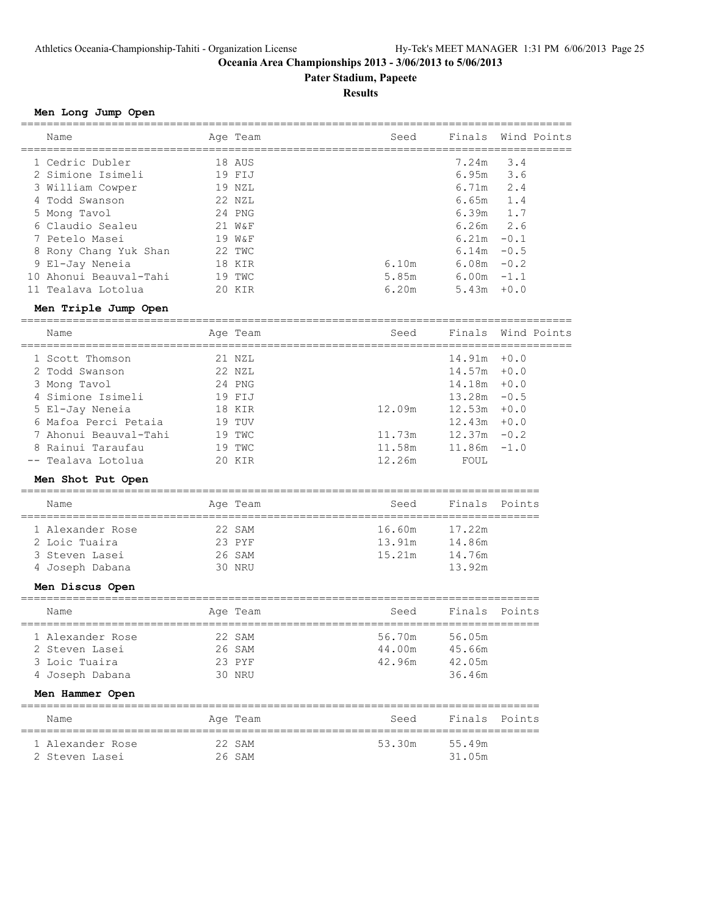# Oceania Area Championships 2013 - 3/06/2013 to 5/06/2013

**Pater Stadium, Papeete**

**Results**

### Men Long Jump Open

| Name | Age | Team | Seed | Finals | Wind | Points |
|---|---|---|---|---|---|---|
| 1 Cedric Dubler | 18 | AUS | | 7.24m | 3.4 | |
| 2 Simione Isimeli | 19 | FIJ | | 6.95m | 3.6 | |
| 3 William Cowper | 19 | NZL | | 6.71m | 2.4 | |
| 4 Todd Swanson | 22 | NZL | | 6.65m | 1.4 | |
| 5 Mong Tavol | 24 | PNG | | 6.39m | 1.7 | |
| 6 Claudio Sealeu | 21 | W&F | | 6.26m | 2.6 | |
| 7 Petelo Masei | 19 | W&F | | 6.21m | -0.1 | |
| 8 Rony Chang Yuk Shan | 22 | TWC | | 6.14m | -0.5 | |
| 9 El-Jay Neneia | 18 | KIR | 6.10m | 6.08m | -0.2 | |
| 10 Ahonui Beauval-Tahi | 19 | TWC | 5.85m | 6.00m | -1.1 | |
| 11 Tealava Lotolua | 20 | KIR | 6.20m | 5.43m | +0.0 | |

### Men Triple Jump Open

| Name | Age | Team | Seed | Finals | Wind | Points |
|---|---|---|---|---|---|---|
| 1 Scott Thomson | 21 | NZL | | 14.91m | +0.0 | |
| 2 Todd Swanson | 22 | NZL | | 14.57m | +0.0 | |
| 3 Mong Tavol | 24 | PNG | | 14.18m | +0.0 | |
| 4 Simione Isimeli | 19 | FIJ | | 13.28m | -0.5 | |
| 5 El-Jay Neneia | 18 | KIR | 12.09m | 12.53m | +0.0 | |
| 6 Mafoa Perci Petaia | 19 | TUV | | 12.43m | +0.0 | |
| 7 Ahonui Beauval-Tahi | 19 | TWC | 11.73m | 12.37m | -0.2 | |
| 8 Rainui Taraufau | 19 | TWC | 11.58m | 11.86m | -1.0 | |
| -- Tealava Lotolua | 20 | KIR | 12.26m | FOUL | | |

### Men Shot Put Open

| Name | Age | Team | Seed | Finals | Points |
|---|---|---|---|---|---|
| 1 Alexander Rose | 22 | SAM | 16.60m | 17.22m | |
| 2 Loic Tuaira | 23 | PYF | 13.91m | 14.86m | |
| 3 Steven Lasei | 26 | SAM | 15.21m | 14.76m | |
| 4 Joseph Dabana | 30 | NRU | | 13.92m | |

### Men Discus Open

| Name | Age | Team | Seed | Finals | Points |
|---|---|---|---|---|---|
| 1 Alexander Rose | 22 | SAM | 56.70m | 56.05m | |
| 2 Steven Lasei | 26 | SAM | 44.00m | 45.66m | |
| 3 Loic Tuaira | 23 | PYF | 42.96m | 42.05m | |
| 4 Joseph Dabana | 30 | NRU | | 36.46m | |

### Men Hammer Open

| Name | Age | Team | Seed | Finals | Points |
|---|---|---|---|---|---|
| 1 Alexander Rose | 22 | SAM | 53.30m | 55.49m | |
| 2 Steven Lasei | 26 | SAM | | 31.05m | |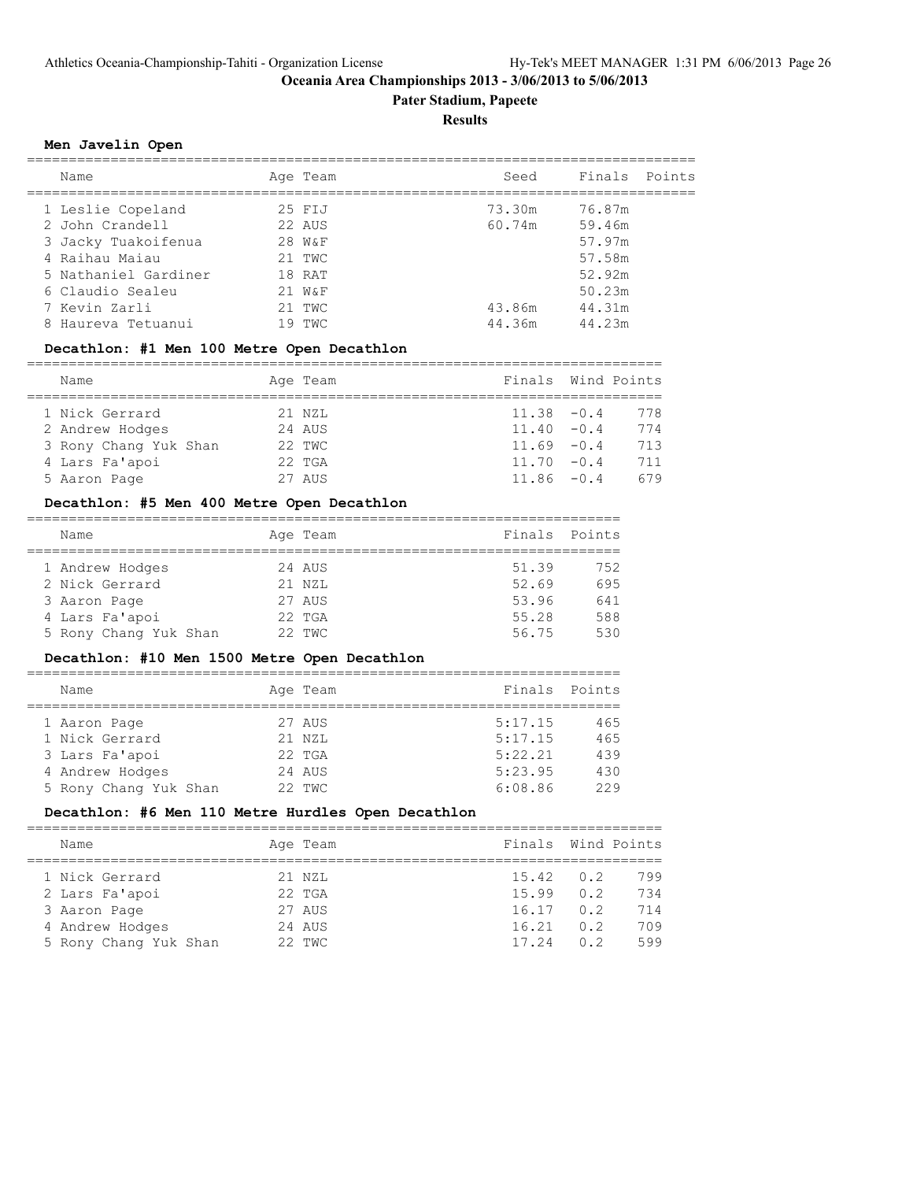# Oceania Area Championships 2013 - 3/06/2013 to 5/06/2013

## Pater Stadium, Papeete

### Results

#### Men Javelin Open

| Name | Age | Team | Seed | Finals | Points |
|---|---|---|---|---|---|
| 1 Leslie Copeland | 25 | FIJ | 73.30m | 76.87m | |
| 2 John Crandell | 22 | AUS | 60.74m | 59.46m | |
| 3 Jacky Tuakoifenua | 28 | W&F | | 57.97m | |
| 4 Raihau Maiau | 21 | TWC | | 57.58m | |
| 5 Nathaniel Gardiner | 18 | RAT | | 52.92m | |
| 6 Claudio Sealeu | 21 | W&F | | 50.23m | |
| 7 Kevin Zarli | 21 | TWC | 43.86m | 44.31m | |
| 8 Haureva Tetuanui | 19 | TWC | 44.36m | 44.23m | |

#### Decathlon: #1 Men 100 Metre Open Decathlon

| Name | Age | Team | Finals | Wind | Points |
|---|---|---|---|---|---|
| 1 Nick Gerrard | 21 | NZL | 11.38 | -0.4 | 778 |
| 2 Andrew Hodges | 24 | AUS | 11.40 | -0.4 | 774 |
| 3 Rony Chang Yuk Shan | 22 | TWC | 11.69 | -0.4 | 713 |
| 4 Lars Fa'apoi | 22 | TGA | 11.70 | -0.4 | 711 |
| 5 Aaron Page | 27 | AUS | 11.86 | -0.4 | 679 |

#### Decathlon: #5 Men 400 Metre Open Decathlon

| Name | Age | Team | Finals | Points |
|---|---|---|---|---|
| 1 Andrew Hodges | 24 | AUS | 51.39 | 752 |
| 2 Nick Gerrard | 21 | NZL | 52.69 | 695 |
| 3 Aaron Page | 27 | AUS | 53.96 | 641 |
| 4 Lars Fa'apoi | 22 | TGA | 55.28 | 588 |
| 5 Rony Chang Yuk Shan | 22 | TWC | 56.75 | 530 |

#### Decathlon: #10 Men 1500 Metre Open Decathlon

| Name | Age | Team | Finals | Points |
|---|---|---|---|---|
| 1 Aaron Page | 27 | AUS | 5:17.15 | 465 |
| 1 Nick Gerrard | 21 | NZL | 5:17.15 | 465 |
| 3 Lars Fa'apoi | 22 | TGA | 5:22.21 | 439 |
| 4 Andrew Hodges | 24 | AUS | 5:23.95 | 430 |
| 5 Rony Chang Yuk Shan | 22 | TWC | 6:08.86 | 229 |

#### Decathlon: #6 Men 110 Metre Hurdles Open Decathlon

| Name | Age | Team | Finals | Wind | Points |
|---|---|---|---|---|---|
| 1 Nick Gerrard | 21 | NZL | 15.42 | 0.2 | 799 |
| 2 Lars Fa'apoi | 22 | TGA | 15.99 | 0.2 | 734 |
| 3 Aaron Page | 27 | AUS | 16.17 | 0.2 | 714 |
| 4 Andrew Hodges | 24 | AUS | 16.21 | 0.2 | 709 |
| 5 Rony Chang Yuk Shan | 22 | TWC | 17.24 | 0.2 | 599 |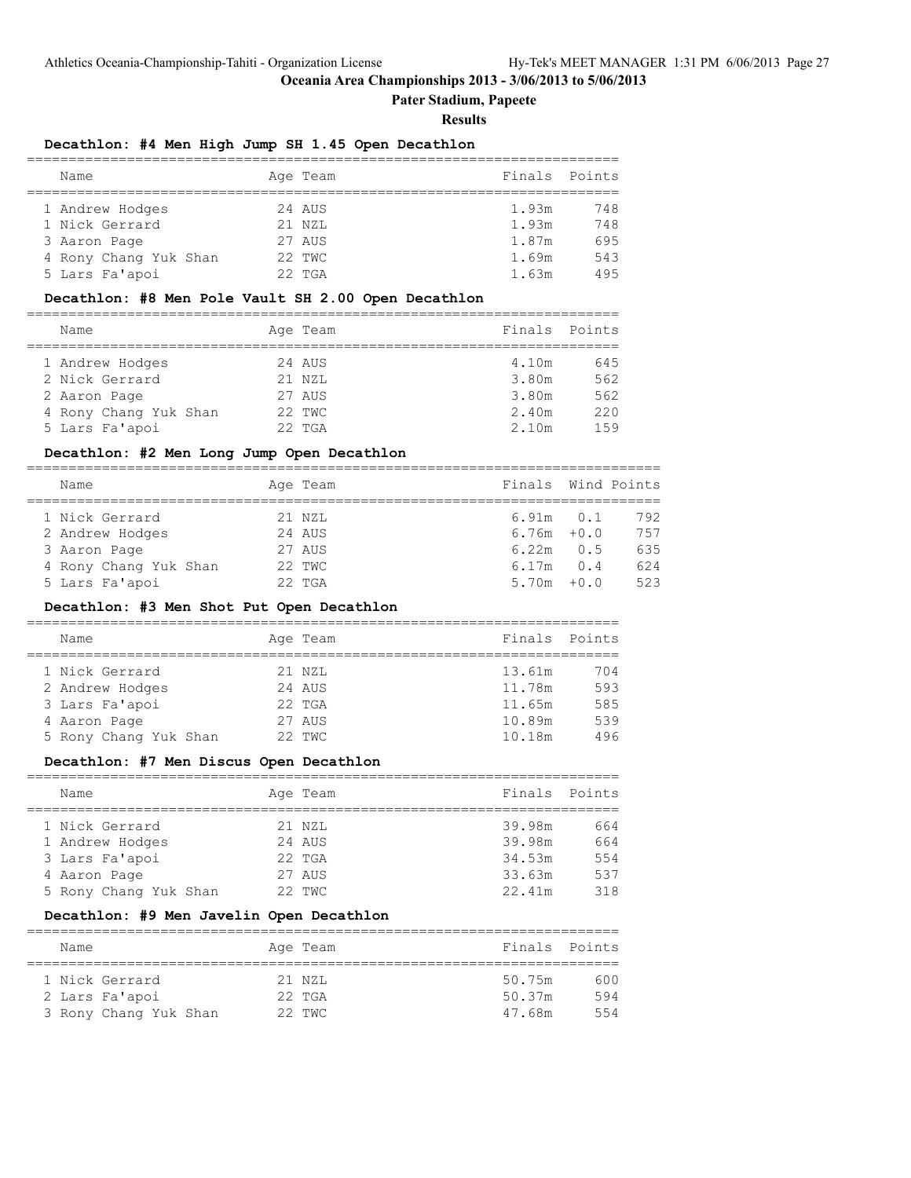**Oceania Area Championships 2013 - 3/06/2013 to 5/06/2013**

**Pater Stadium, Papeete**

**Results**

### Decathlon: #4 Men High Jump SH 1.45 Open Decathlon

| | Name | Age | Team | Finals | Points |
|---|---|---|---|---|---|
| 1 | Andrew Hodges | 24 | AUS | 1.93m | 748 |
| 1 | Nick Gerrard | 21 | NZL | 1.93m | 748 |
| 3 | Aaron Page | 27 | AUS | 1.87m | 695 |
| 4 | Rony Chang Yuk Shan | 22 | TWC | 1.69m | 543 |
| 5 | Lars Fa'apoi | 22 | TGA | 1.63m | 495 |

### Decathlon: #8 Men Pole Vault SH 2.00 Open Decathlon

| | Name | Age | Team | Finals | Points |
|---|---|---|---|---|---|
| 1 | Andrew Hodges | 24 | AUS | 4.10m | 645 |
| 2 | Nick Gerrard | 21 | NZL | 3.80m | 562 |
| 2 | Aaron Page | 27 | AUS | 3.80m | 562 |
| 4 | Rony Chang Yuk Shan | 22 | TWC | 2.40m | 220 |
| 5 | Lars Fa'apoi | 22 | TGA | 2.10m | 159 |

### Decathlon: #2 Men Long Jump Open Decathlon

| | Name | Age | Team | Finals | Wind | Points |
|---|---|---|---|---|---|---|
| 1 | Nick Gerrard | 21 | NZL | 6.91m | 0.1 | 792 |
| 2 | Andrew Hodges | 24 | AUS | 6.76m | +0.0 | 757 |
| 3 | Aaron Page | 27 | AUS | 6.22m | 0.5 | 635 |
| 4 | Rony Chang Yuk Shan | 22 | TWC | 6.17m | 0.4 | 624 |
| 5 | Lars Fa'apoi | 22 | TGA | 5.70m | +0.0 | 523 |

### Decathlon: #3 Men Shot Put Open Decathlon

| | Name | Age | Team | Finals | Points |
|---|---|---|---|---|---|
| 1 | Nick Gerrard | 21 | NZL | 13.61m | 704 |
| 2 | Andrew Hodges | 24 | AUS | 11.78m | 593 |
| 3 | Lars Fa'apoi | 22 | TGA | 11.65m | 585 |
| 4 | Aaron Page | 27 | AUS | 10.89m | 539 |
| 5 | Rony Chang Yuk Shan | 22 | TWC | 10.18m | 496 |

### Decathlon: #7 Men Discus Open Decathlon

| | Name | Age | Team | Finals | Points |
|---|---|---|---|---|---|
| 1 | Nick Gerrard | 21 | NZL | 39.98m | 664 |
| 1 | Andrew Hodges | 24 | AUS | 39.98m | 664 |
| 3 | Lars Fa'apoi | 22 | TGA | 34.53m | 554 |
| 4 | Aaron Page | 27 | AUS | 33.63m | 537 |
| 5 | Rony Chang Yuk Shan | 22 | TWC | 22.41m | 318 |

### Decathlon: #9 Men Javelin Open Decathlon

| | Name | Age | Team | Finals | Points |
|---|---|---|---|---|---|
| 1 | Nick Gerrard | 21 | NZL | 50.75m | 600 |
| 2 | Lars Fa'apoi | 22 | TGA | 50.37m | 594 |
| 3 | Rony Chang Yuk Shan | 22 | TWC | 47.68m | 554 |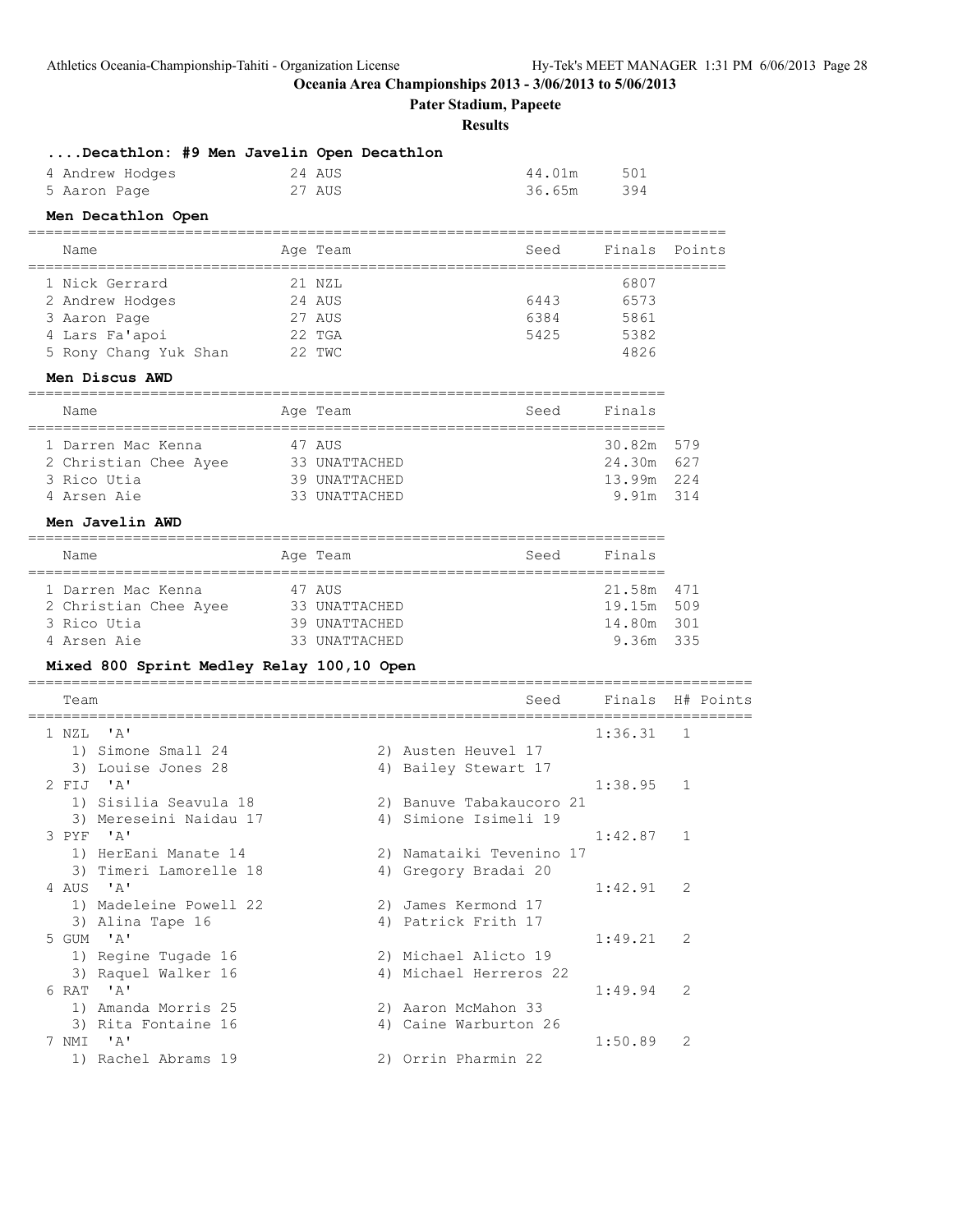**Oceania Area Championships 2013 - 3/06/2013 to 5/06/2013**

**Pater Stadium, Papeete**

**Results**

### ....Decathlon: #9 Men Javelin Open Decathlon

| Place | Name | Age | Team | Finals | Points |
|---|---|---|---|---|---|
| 4 | Andrew Hodges | 24 | AUS | 44.01m | 501 |
| 5 | Aaron Page | 27 | AUS | 36.65m | 394 |

### Men Decathlon Open

| Place | Name | Age | Team | Seed | Finals | Points |
|---|---|---|---|---|---|---|
| 1 | Nick Gerrard | 21 | NZL | | 6807 | |
| 2 | Andrew Hodges | 24 | AUS | 6443 | 6573 | |
| 3 | Aaron Page | 27 | AUS | 6384 | 5861 | |
| 4 | Lars Fa'apoi | 22 | TGA | 5425 | 5382 | |
| 5 | Rony Chang Yuk Shan | 22 | TWC | | 4826 | |

### Men Discus AWD

| Place | Name | Age | Team | Seed | Finals | |
|---|---|---|---|---|---|---|
| 1 | Darren Mac Kenna | 47 | AUS | | 30.82m | 579 |
| 2 | Christian Chee Ayee | 33 | UNATTACHED | | 24.30m | 627 |
| 3 | Rico Utia | 39 | UNATTACHED | | 13.99m | 224 |
| 4 | Arsen Aie | 33 | UNATTACHED | | 9.91m | 314 |

### Men Javelin AWD

| Place | Name | Age | Team | Seed | Finals | |
|---|---|---|---|---|---|---|
| 1 | Darren Mac Kenna | 47 | AUS | | 21.58m | 471 |
| 2 | Christian Chee Ayee | 33 | UNATTACHED | | 19.15m | 509 |
| 3 | Rico Utia | 39 | UNATTACHED | | 14.80m | 301 |
| 4 | Arsen Aie | 33 | UNATTACHED | | 9.36m | 335 |

### Mixed 800 Sprint Medley Relay 100,10 Open

| Place | Team | Seed | Finals | H# | Points |
|---|---|---|---|---|---|
| 1 | NZL 'A' | | 1:36.31 | 1 | |
| | 1) Simone Small 24; 2) Austen Heuvel 17; 3) Louise Jones 28; 4) Bailey Stewart 17 | | | | |
| 2 | FIJ 'A' | | 1:38.95 | 1 | |
| | 1) Sisilia Seavula 18; 2) Banuve Tabakaucoro 21; 3) Mereseini Naidau 17; 4) Simione Isimeli 19 | | | | |
| 3 | PYF 'A' | | 1:42.87 | 1 | |
| | 1) HerEani Manate 14; 2) Namataiki Tevenino 17; 3) Timeri Lamorelle 18; 4) Gregory Bradai 20 | | | | |
| 4 | AUS 'A' | | 1:42.91 | 2 | |
| | 1) Madeleine Powell 22; 2) James Kermond 17; 3) Alina Tape 16; 4) Patrick Frith 17 | | | | |
| 5 | GUM 'A' | | 1:49.21 | 2 | |
| | 1) Regine Tugade 16; 2) Michael Alicto 19; 3) Raquel Walker 16; 4) Michael Herreros 22 | | | | |
| 6 | RAT 'A' | | 1:49.94 | 2 | |
| | 1) Amanda Morris 25; 2) Aaron McMahon 33; 3) Rita Fontaine 16; 4) Caine Warburton 26 | | | | |
| 7 | NMI 'A' | | 1:50.89 | 2 | |
| | 1) Rachel Abrams 19; 2) Orrin Pharmin 22 | | | | |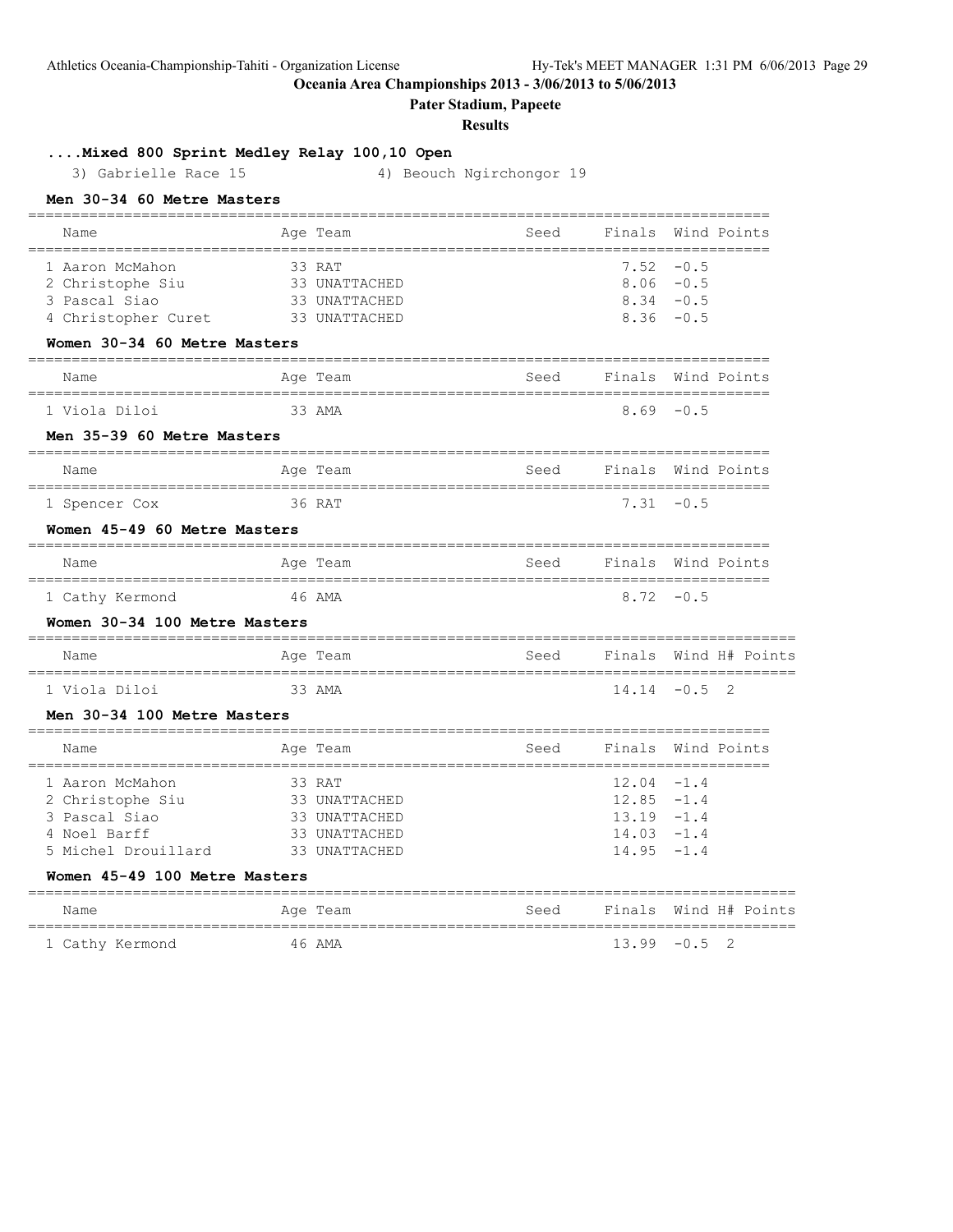**Oceania Area Championships 2013 - 3/06/2013 to 5/06/2013**

**Pater Stadium, Papeete**

**Results**

### ....Mixed 800 Sprint Medley Relay 100,10 Open

3) Gabrielle Race 15    4) Beouch Ngirchongor 19

### Men 30-34 60 Metre Masters

| Name | Age | Team | Seed | Finals | Wind | Points |
|---|---|---|---|---|---|---|
| 1 Aaron McMahon | 33 | RAT | | 7.52 | -0.5 | |
| 2 Christophe Siu | 33 | UNATTACHED | | 8.06 | -0.5 | |
| 3 Pascal Siao | 33 | UNATTACHED | | 8.34 | -0.5 | |
| 4 Christopher Curet | 33 | UNATTACHED | | 8.36 | -0.5 | |

### Women 30-34 60 Metre Masters

| Name | Age | Team | Seed | Finals | Wind | Points |
|---|---|---|---|---|---|---|
| 1 Viola Diloi | 33 | AMA | | 8.69 | -0.5 | |

### Men 35-39 60 Metre Masters

| Name | Age | Team | Seed | Finals | Wind | Points |
|---|---|---|---|---|---|---|
| 1 Spencer Cox | 36 | RAT | | 7.31 | -0.5 | |

### Women 45-49 60 Metre Masters

| Name | Age | Team | Seed | Finals | Wind | Points |
|---|---|---|---|---|---|---|
| 1 Cathy Kermond | 46 | AMA | | 8.72 | -0.5 | |

### Women 30-34 100 Metre Masters

| Name | Age | Team | Seed | Finals | Wind | H# | Points |
|---|---|---|---|---|---|---|---|
| 1 Viola Diloi | 33 | AMA | | 14.14 | -0.5 | 2 | |

### Men 30-34 100 Metre Masters

| Name | Age | Team | Seed | Finals | Wind | Points |
|---|---|---|---|---|---|---|
| 1 Aaron McMahon | 33 | RAT | | 12.04 | -1.4 | |
| 2 Christophe Siu | 33 | UNATTACHED | | 12.85 | -1.4 | |
| 3 Pascal Siao | 33 | UNATTACHED | | 13.19 | -1.4 | |
| 4 Noel Barff | 33 | UNATTACHED | | 14.03 | -1.4 | |
| 5 Michel Drouillard | 33 | UNATTACHED | | 14.95 | -1.4 | |

### Women 45-49 100 Metre Masters

| Name | Age | Team | Seed | Finals | Wind | H# | Points |
|---|---|---|---|---|---|---|---|
| 1 Cathy Kermond | 46 | AMA | | 13.99 | -0.5 | 2 | |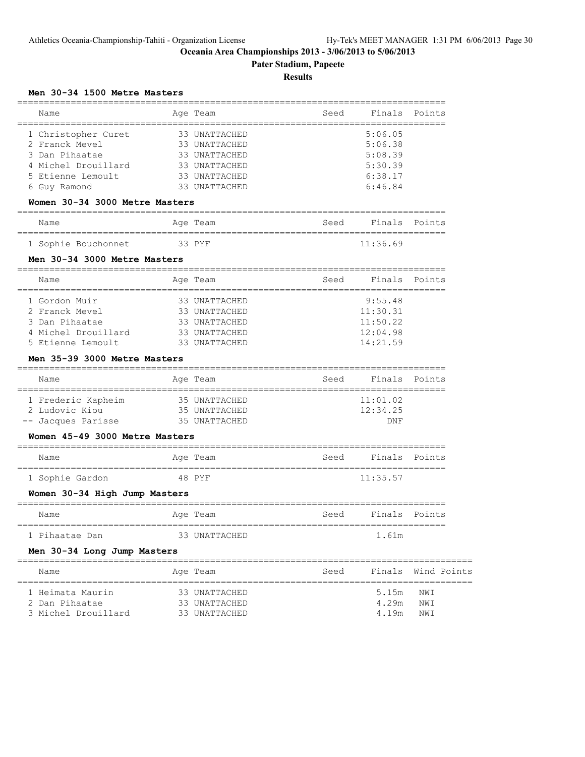# Oceania Area Championships 2013 - 3/06/2013 to 5/06/2013

## Pater Stadium, Papeete

### Results

**Men 30-34 1500 Metre Masters**

| | Name | Age | Team | Seed | Finals | Points |
|---|---|---|---|---|---|---|
| 1 | Christopher Curet | 33 | UNATTACHED | | 5:06.05 | |
| 2 | Franck Mevel | 33 | UNATTACHED | | 5:06.38 | |
| 3 | Dan Pihaatae | 33 | UNATTACHED | | 5:08.39 | |
| 4 | Michel Drouillard | 33 | UNATTACHED | | 5:30.39 | |
| 5 | Etienne Lemoult | 33 | UNATTACHED | | 6:38.17 | |
| 6 | Guy Ramond | 33 | UNATTACHED | | 6:46.84 | |

**Women 30-34 3000 Metre Masters**

| | Name | Age | Team | Seed | Finals | Points |
|---|---|---|---|---|---|---|
| 1 | Sophie Bouchonnet | 33 | PYF | | 11:36.69 | |

**Men 30-34 3000 Metre Masters**

| | Name | Age | Team | Seed | Finals | Points |
|---|---|---|---|---|---|---|
| 1 | Gordon Muir | 33 | UNATTACHED | | 9:55.48 | |
| 2 | Franck Mevel | 33 | UNATTACHED | | 11:30.31 | |
| 3 | Dan Pihaatae | 33 | UNATTACHED | | 11:50.22 | |
| 4 | Michel Drouillard | 33 | UNATTACHED | | 12:04.98 | |
| 5 | Etienne Lemoult | 33 | UNATTACHED | | 14:21.59 | |

**Men 35-39 3000 Metre Masters**

| | Name | Age | Team | Seed | Finals | Points |
|---|---|---|---|---|---|---|
| 1 | Frederic Kapheim | 35 | UNATTACHED | | 11:01.02 | |
| 2 | Ludovic Kiou | 35 | UNATTACHED | | 12:34.25 | |
| -- | Jacques Parisse | 35 | UNATTACHED | | DNF | |

**Women 45-49 3000 Metre Masters**

| | Name | Age | Team | Seed | Finals | Points |
|---|---|---|---|---|---|---|
| 1 | Sophie Gardon | 48 | PYF | | 11:35.57 | |

**Women 30-34 High Jump Masters**

| | Name | Age | Team | Seed | Finals | Points |
|---|---|---|---|---|---|---|
| 1 | Pihaatae Dan | 33 | UNATTACHED | | 1.61m | |

**Men 30-34 Long Jump Masters**

| | Name | Age | Team | Seed | Finals | Wind | Points |
|---|---|---|---|---|---|---|---|
| 1 | Heimata Maurin | 33 | UNATTACHED | | 5.15m | NWI | |
| 2 | Dan Pihaatae | 33 | UNATTACHED | | 4.29m | NWI | |
| 3 | Michel Drouillard | 33 | UNATTACHED | | 4.19m | NWI | |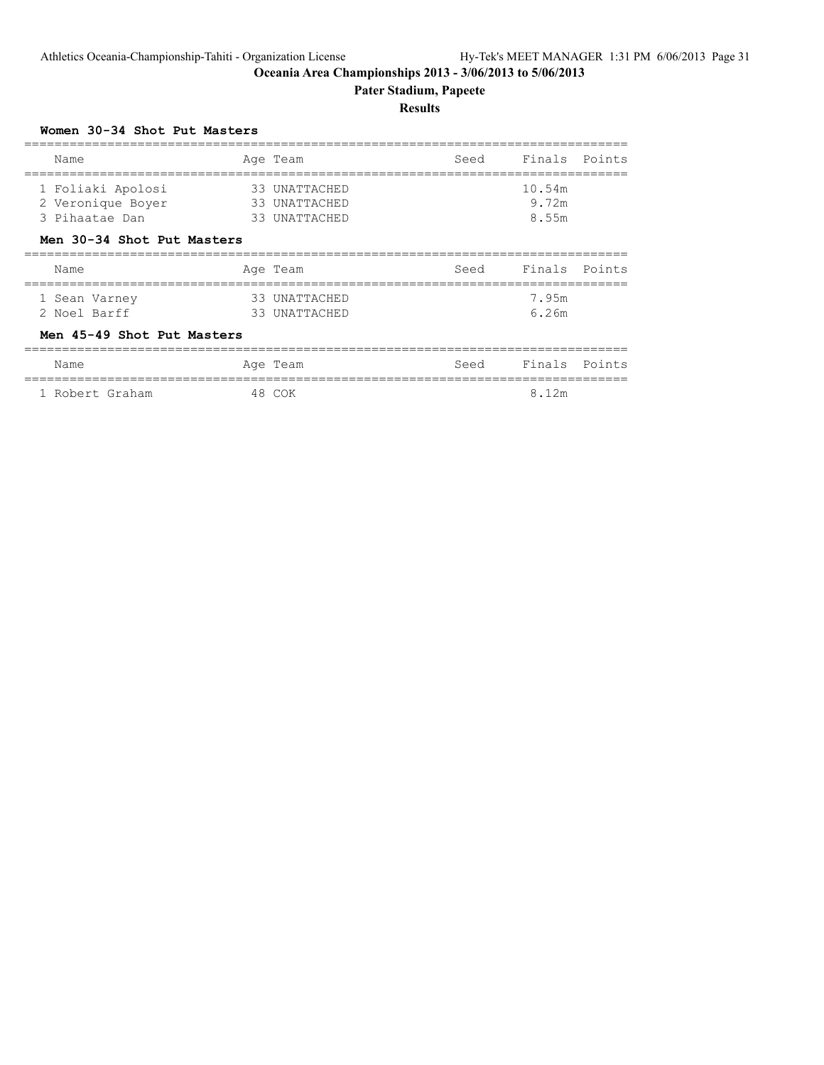# Oceania Area Championships 2013 - 3/06/2013 to 5/06/2013

## Pater Stadium, Papeete

### Results

**Women 30-34 Shot Put Masters**

| Name | Age | Team | Seed | Finals | Points |
|---|---|---|---|---|---|
| 1 Foliaki Apolosi | 33 | UNATTACHED | | 10.54m | |
| 2 Veronique Boyer | 33 | UNATTACHED | | 9.72m | |
| 3 Pihaatae Dan | 33 | UNATTACHED | | 8.55m | |

**Men 30-34 Shot Put Masters**

| Name | Age | Team | Seed | Finals | Points |
|---|---|---|---|---|---|
| 1 Sean Varney | 33 | UNATTACHED | | 7.95m | |
| 2 Noel Barff | 33 | UNATTACHED | | 6.26m | |

**Men 45-49 Shot Put Masters**

| Name | Age | Team | Seed | Finals | Points |
|---|---|---|---|---|---|
| 1 Robert Graham | 48 | COK | | 8.12m | |